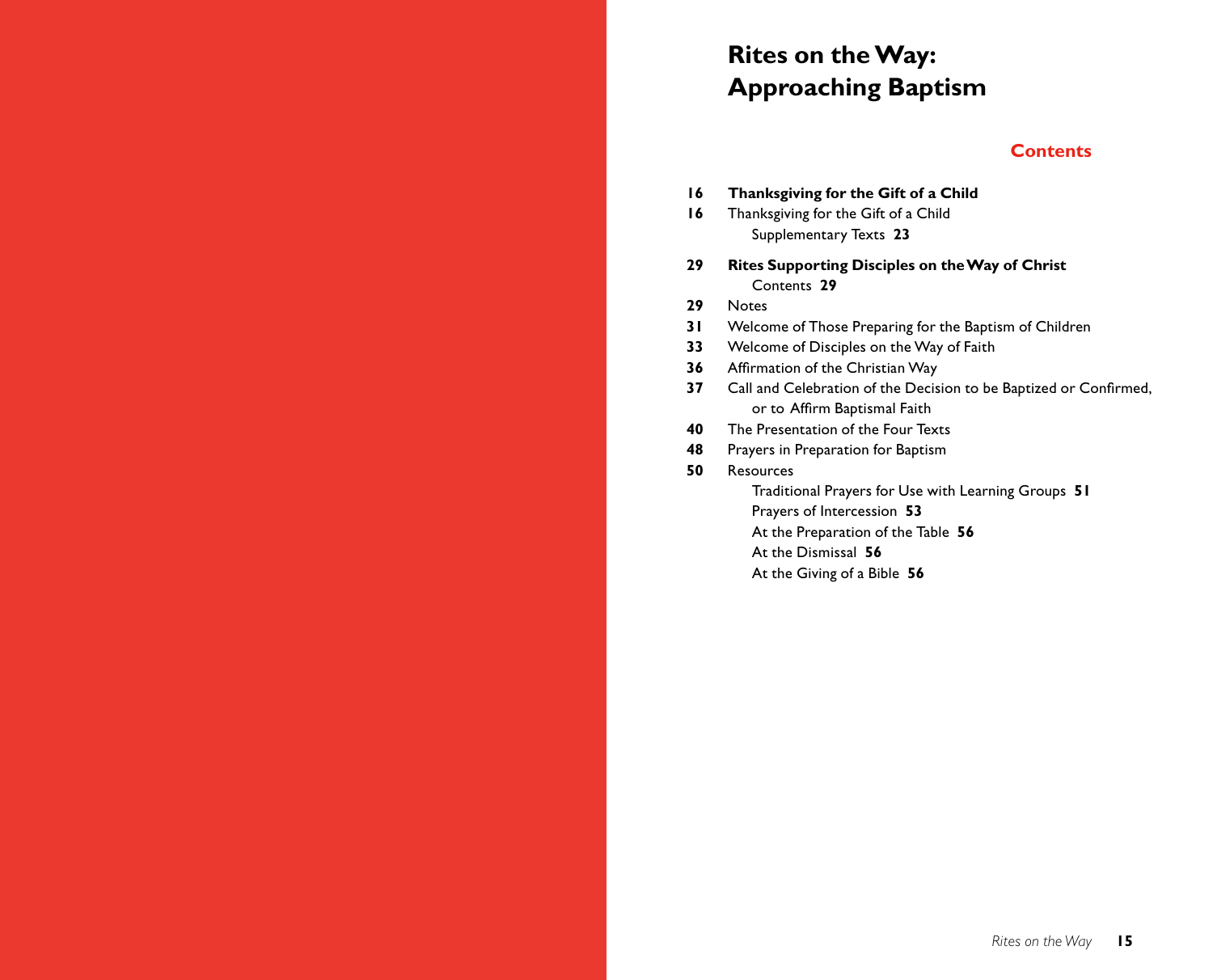# Rites on the Way: Approaching Baptism

## Contents

**16** **Thanksgiving for the Gift of a Child**
**16** Thanksgiving for the Gift of a Child
  Supplementary Texts **23**

**29** **Rites Supporting Disciples on the Way of Christ**
  Contents **29**
**29** Notes
**31** Welcome of Those Preparing for the Baptism of Children
**33** Welcome of Disciples on the Way of Faith
**36** Affirmation of the Christian Way
**37** Call and Celebration of the Decision to be Baptized or Confirmed, or to Affirm Baptismal Faith
**40** The Presentation of the Four Texts
**48** Prayers in Preparation for Baptism
**50** Resources
  Traditional Prayers for Use with Learning Groups **51**
  Prayers of Intercession **53**
  At the Preparation of the Table **56**
  At the Dismissal **56**
  At the Giving of a Bible **56**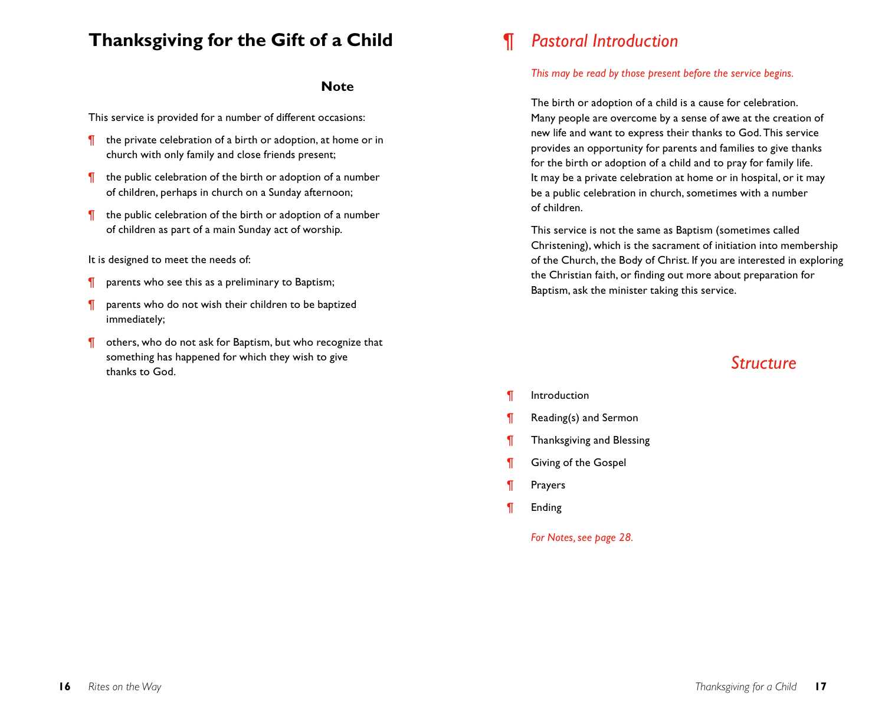# Thanksgiving for the Gift of a Child

## Note

This service is provided for a number of different occasions:

- the private celebration of a birth or adoption, at home or in church with only family and close friends present;
- the public celebration of the birth or adoption of a number of children, perhaps in church on a Sunday afternoon;
- the public celebration of the birth or adoption of a number of children as part of a main Sunday act of worship.

It is designed to meet the needs of:

- parents who see this as a preliminary to Baptism;
- parents who do not wish their children to be baptized immediately;
- others, who do not ask for Baptism, but who recognize that something has happened for which they wish to give thanks to God.

## ¶ *Pastoral Introduction*

*This may be read by those present before the service begins.*

The birth or adoption of a child is a cause for celebration. Many people are overcome by a sense of awe at the creation of new life and want to express their thanks to God. This service provides an opportunity for parents and families to give thanks for the birth or adoption of a child and to pray for family life. It may be a private celebration at home or in hospital, or it may be a public celebration in church, sometimes with a number of children.

This service is not the same as Baptism (sometimes called Christening), which is the sacrament of initiation into membership of the Church, the Body of Christ. If you are interested in exploring the Christian faith, or finding out more about preparation for Baptism, ask the minister taking this service.

## *Structure*

- Introduction
- Reading(s) and Sermon
- Thanksgiving and Blessing
- Giving of the Gospel
- Prayers
- Ending

*For Notes, see page 28.*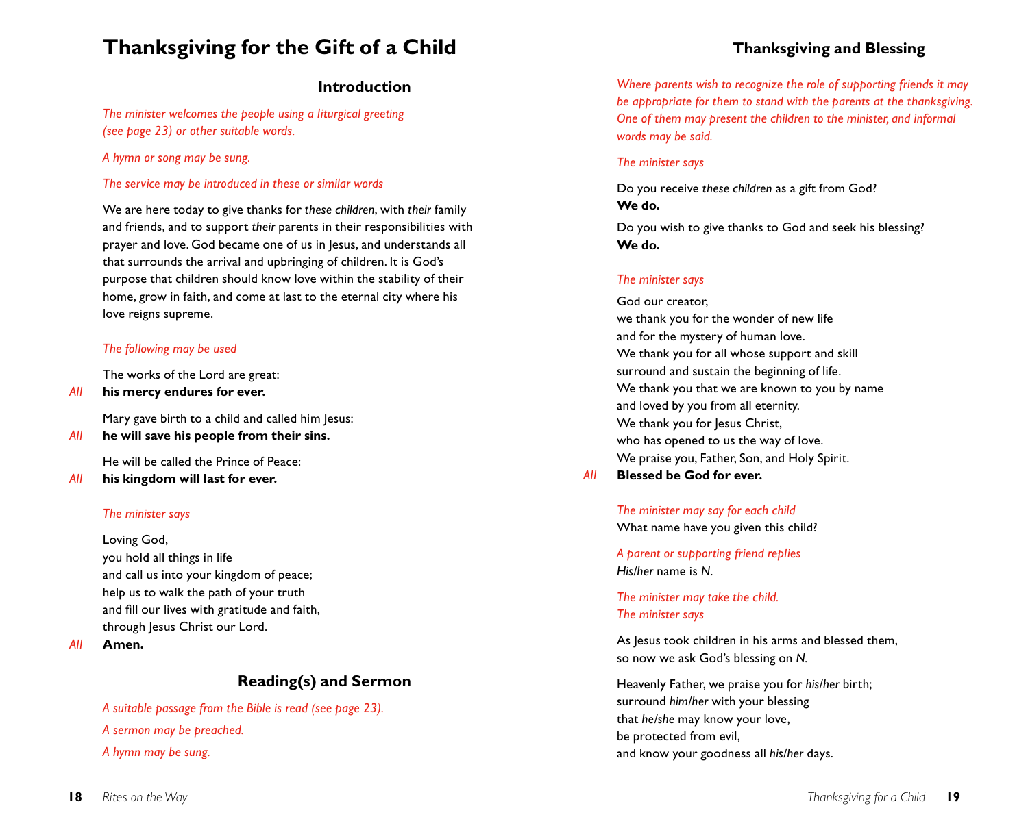# Thanksgiving for the Gift of a Child

## Introduction

*The minister welcomes the people using a liturgical greeting (see page 23) or other suitable words.*

*A hymn or song may be sung.*

*The service may be introduced in these or similar words*

We are here today to give thanks for *these children*, with *their* family and friends, and to support *their* parents in their responsibilities with prayer and love. God became one of us in Jesus, and understands all that surrounds the arrival and upbringing of children. It is God's purpose that children should know love within the stability of their home, grow in faith, and come at last to the eternal city where his love reigns supreme.

*The following may be used*

The works of the Lord are great:
*All* **his mercy endures for ever.**

Mary gave birth to a child and called him Jesus:
*All* **he will save his people from their sins.**

He will be called the Prince of Peace:
*All* **his kingdom will last for ever.**

*The minister says*

Loving God,
you hold all things in life
and call us into your kingdom of peace;
help us to walk the path of your truth
and fill our lives with gratitude and faith,
through Jesus Christ our Lord.
*All* **Amen.**

## Reading(s) and Sermon

*A suitable passage from the Bible is read (see page 23).*

*A sermon may be preached.*

*A hymn may be sung.*

## Thanksgiving and Blessing

*Where parents wish to recognize the role of supporting friends it may be appropriate for them to stand with the parents at the thanksgiving. One of them may present the children to the minister, and informal words may be said.*

*The minister says*

Do you receive *these children* as a gift from God?
**We do.**

Do you wish to give thanks to God and seek his blessing?
**We do.**

*The minister says*

God our creator,
we thank you for the wonder of new life
and for the mystery of human love.
We thank you for all whose support and skill
surround and sustain the beginning of life.
We thank you that we are known to you by name
and loved by you from all eternity.
We thank you for Jesus Christ,
who has opened to us the way of love.
We praise you, Father, Son, and Holy Spirit.
*All* **Blessed be God for ever.**

*The minister may say for each child*
What name have you given this child?

*A parent or supporting friend replies*
*His/her* name is *N*.

*The minister may take the child.*
*The minister says*

As Jesus took children in his arms and blessed them,
so now we ask God's blessing on *N.*

Heavenly Father, we praise you for *his/her* birth;
surround *him/her* with your blessing
that *he/she* may know your love,
be protected from evil,
and know your goodness all *his/her* days.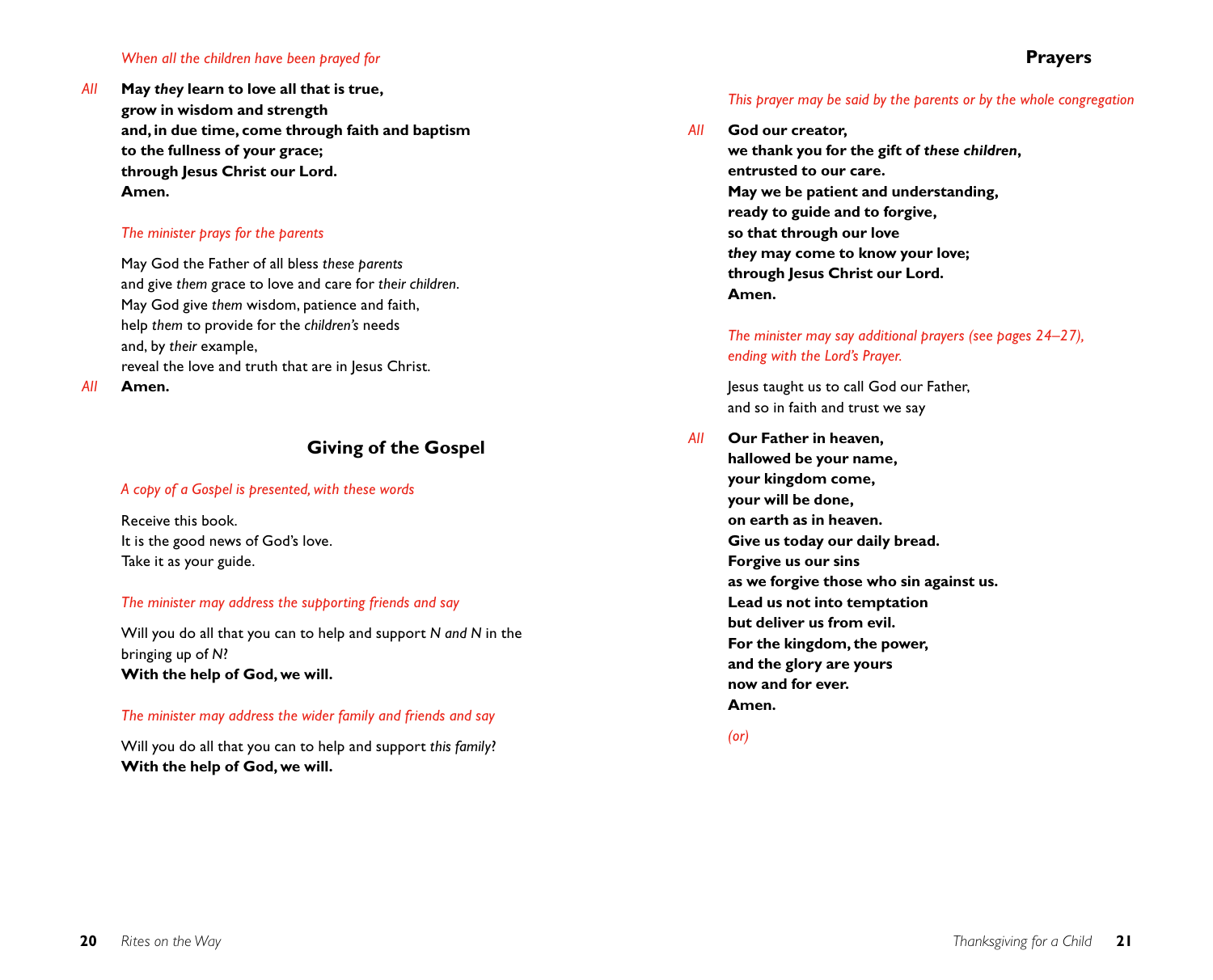*When all the children have been prayed for*

*All* **May *they* learn to love all that is true,**
**grow in wisdom and strength**
**and, in due time, come through faith and baptism**
**to the fullness of your grace;**
**through Jesus Christ our Lord.**
**Amen.**

*The minister prays for the parents*

May God the Father of all bless *these parents*
and give *them* grace to love and care for *their children*.
May God give *them* wisdom, patience and faith,
help *them* to provide for the *children's* needs
and, by *their* example,
reveal the love and truth that are in Jesus Christ.

*All* **Amen.**

## Giving of the Gospel

*A copy of a Gospel is presented, with these words*

Receive this book.
It is the good news of God's love.
Take it as your guide.

*The minister may address the supporting friends and say*

Will you do all that you can to help and support *N and N* in the bringing up of *N*?
**With the help of God, we will.**

*The minister may address the wider family and friends and say*

Will you do all that you can to help and support *this family*?
**With the help of God, we will.**

## Prayers

*This prayer may be said by the parents or by the whole congregation*

*All* **God our creator,**
**we thank you for the gift of *these children*,**
**entrusted to our care.**
**May we be patient and understanding,**
**ready to guide and to forgive,**
**so that through our love**
***they* may come to know your love;**
**through Jesus Christ our Lord.**
**Amen.**

*The minister may say additional prayers (see pages 24–27), ending with the Lord's Prayer.*

Jesus taught us to call God our Father,
and so in faith and trust we say

*All* **Our Father in heaven,**
**hallowed be your name,**
**your kingdom come,**
**your will be done,**
**on earth as in heaven.**
**Give us today our daily bread.**
**Forgive us our sins**
**as we forgive those who sin against us.**
**Lead us not into temptation**
**but deliver us from evil.**
**For the kingdom, the power,**
**and the glory are yours**
**now and for ever.**
**Amen.**

*(or)*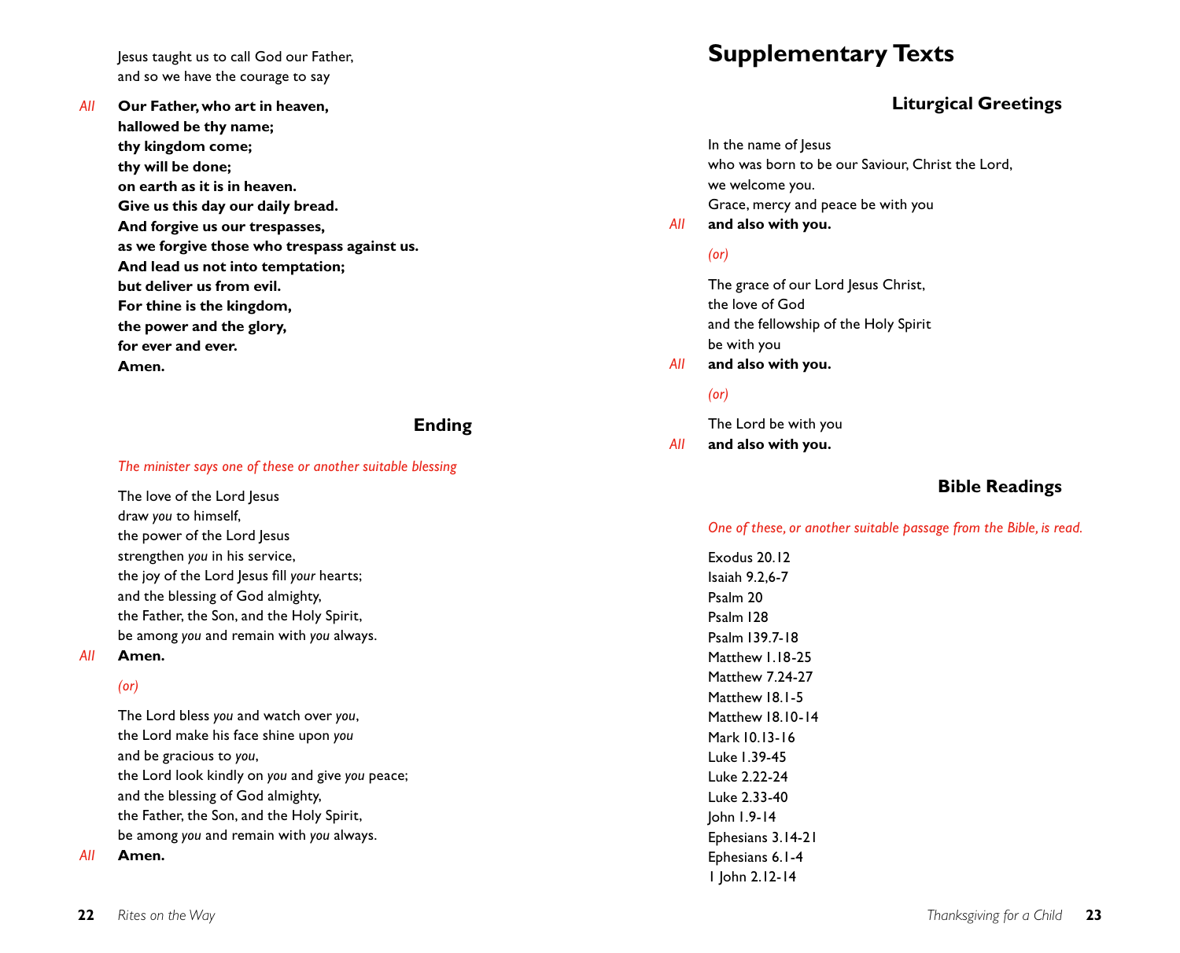Jesus taught us to call God our Father,
and so we have the courage to say

*All* **Our Father, who art in heaven,**
**hallowed be thy name;**
**thy kingdom come;**
**thy will be done;**
**on earth as it is in heaven.**
**Give us this day our daily bread.**
**And forgive us our trespasses,**
**as we forgive those who trespass against us.**
**And lead us not into temptation;**
**but deliver us from evil.**
**For thine is the kingdom,**
**the power and the glory,**
**for ever and ever.**
**Amen.**

### Ending

*The minister says one of these or another suitable blessing*

The love of the Lord Jesus
draw *you* to himself,
the power of the Lord Jesus
strengthen *you* in his service,
the joy of the Lord Jesus fill *your* hearts;
and the blessing of God almighty,
the Father, the Son, and the Holy Spirit,
be among *you* and remain with *you* always.

*All* **Amen.**

*(or)*

The Lord bless *you* and watch over *you*,
the Lord make his face shine upon *you*
and be gracious to *you*,
the Lord look kindly on *you* and give *you* peace;
and the blessing of God almighty,
the Father, the Son, and the Holy Spirit,
be among *you* and remain with *you* always.

*All* **Amen.**

# Supplementary Texts

### Liturgical Greetings

In the name of Jesus
who was born to be our Saviour, Christ the Lord,
we welcome you.
Grace, mercy and peace be with you

*All* **and also with you.**

*(or)*

The grace of our Lord Jesus Christ,
the love of God
and the fellowship of the Holy Spirit
be with you

*All* **and also with you.**

*(or)*

The Lord be with you

*All* **and also with you.**

### Bible Readings

*One of these, or another suitable passage from the Bible, is read.*

Exodus 20.12
Isaiah 9.2,6-7
Psalm 20
Psalm 128
Psalm 139.7-18
Matthew 1.18-25
Matthew 7.24-27
Matthew 18.1-5
Matthew 18.10-14
Mark 10.13-16
Luke 1.39-45
Luke 2.22-24
Luke 2.33-40
John 1.9-14
Ephesians 3.14-21
Ephesians 6.1-4
1 John 2.12-14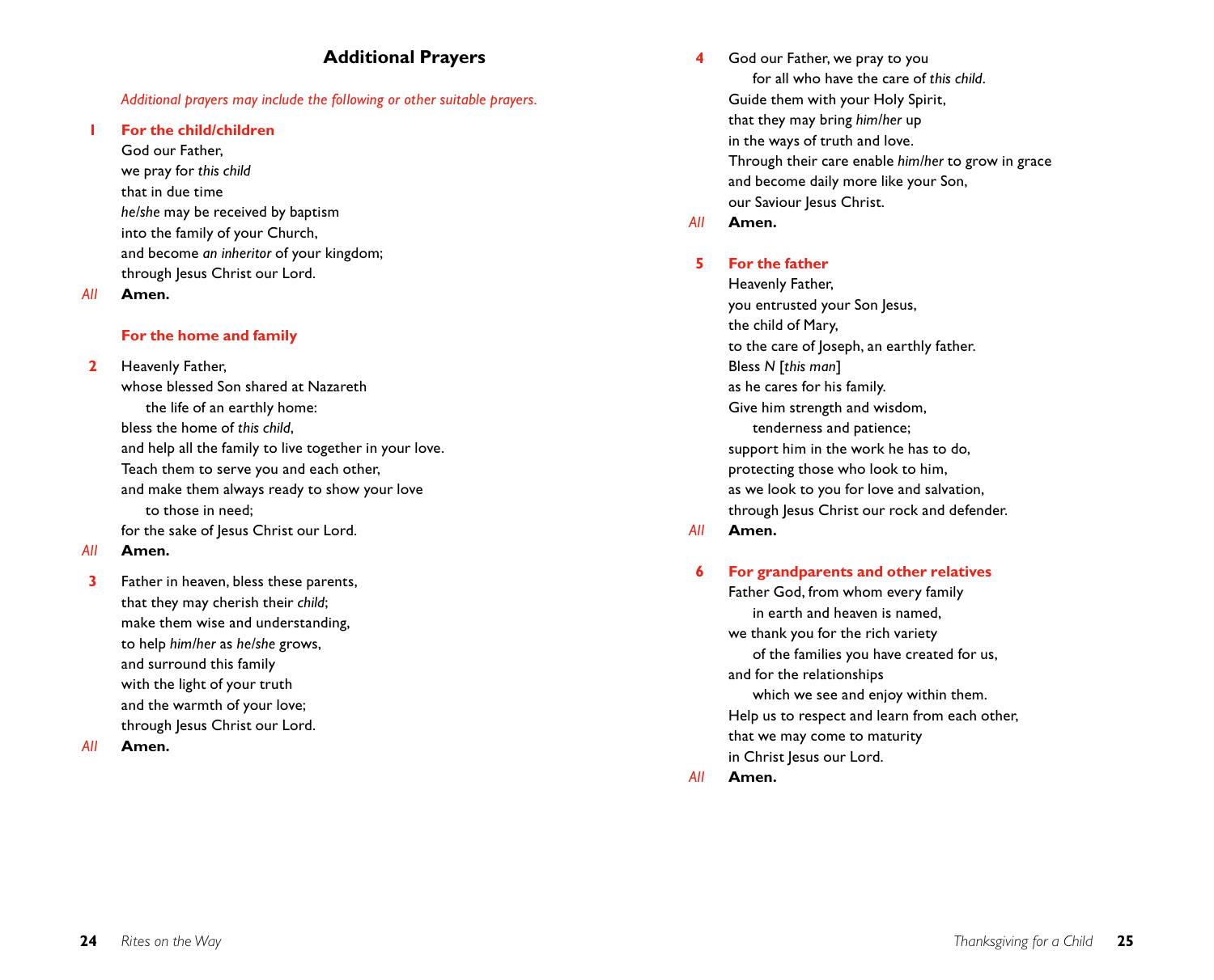## Additional Prayers

*Additional prayers may include the following or other suitable prayers.*

**1 For the child/children**

God our Father,
we pray for *this child*
that in due time
*he/she* may be received by baptism
into the family of your Church,
and become *an inheritor* of your kingdom;
through Jesus Christ our Lord.

*All* **Amen.**

**For the home and family**

**2** Heavenly Father,
whose blessed Son shared at Nazareth
the life of an earthly home:
bless the home of *this child*,
and help all the family to live together in your love.
Teach them to serve you and each other,
and make them always ready to show your love
to those in need;
for the sake of Jesus Christ our Lord.

*All* **Amen.**

**3** Father in heaven, bless these parents,
that they may cherish their *child*;
make them wise and understanding,
to help *him/her* as *he/she* grows,
and surround this family
with the light of your truth
and the warmth of your love;
through Jesus Christ our Lord.

*All* **Amen.**

**4** God our Father, we pray to you
for all who have the care of *this child*.
Guide them with your Holy Spirit,
that they may bring *him/her* up
in the ways of truth and love.
Through their care enable *him/her* to grow in grace
and become daily more like your Son,
our Saviour Jesus Christ.

*All* **Amen.**

**5 For the father**

Heavenly Father,
you entrusted your Son Jesus,
the child of Mary,
to the care of Joseph, an earthly father.
Bless *N* [*this man*]
as he cares for his family.
Give him strength and wisdom,
tenderness and patience;
support him in the work he has to do,
protecting those who look to him,
as we look to you for love and salvation,
through Jesus Christ our rock and defender.

*All* **Amen.**

**6 For grandparents and other relatives**

Father God, from whom every family
in earth and heaven is named,
we thank you for the rich variety
of the families you have created for us,
and for the relationships
which we see and enjoy within them.
Help us to respect and learn from each other,
that we may come to maturity
in Christ Jesus our Lord.

*All* **Amen.**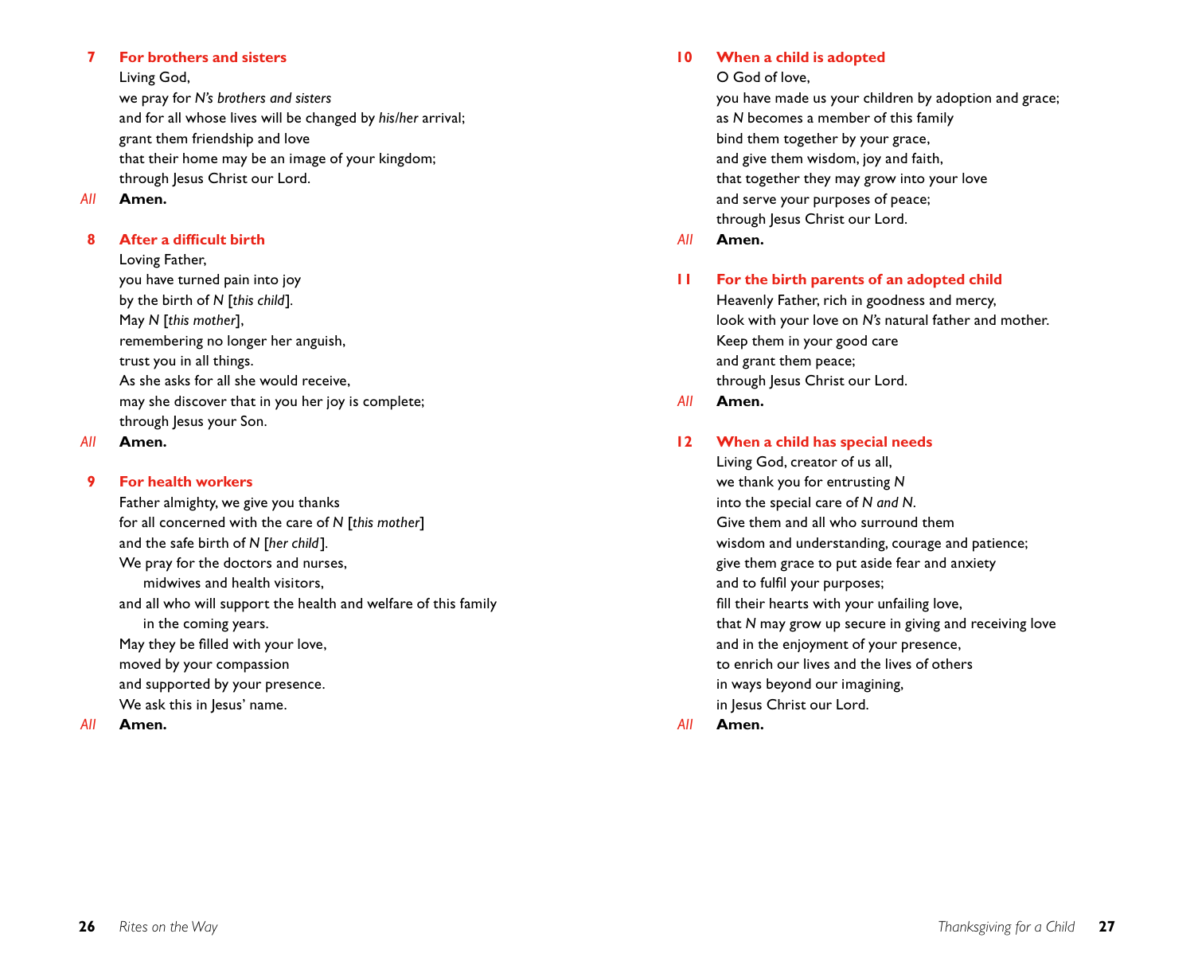### 7 For brothers and sisters

Living God,
we pray for *N's brothers and sisters*
and for all whose lives will be changed by *his/her* arrival;
grant them friendship and love
that their home may be an image of your kingdom;
through Jesus Christ our Lord.

*All* **Amen.**

### 8 After a difficult birth

Loving Father,
you have turned pain into joy
by the birth of *N* [*this child*].
May *N* [*this mother*],
remembering no longer her anguish,
trust you in all things.
As she asks for all she would receive,
may she discover that in you her joy is complete;
through Jesus your Son.

*All* **Amen.**

### 9 For health workers

Father almighty, we give you thanks
for all concerned with the care of *N* [*this mother*]
and the safe birth of *N* [*her child*].
We pray for the doctors and nurses,
  midwives and health visitors,
and all who will support the health and welfare of this family
  in the coming years.
May they be filled with your love,
moved by your compassion
and supported by your presence.
We ask this in Jesus' name.

*All* **Amen.**

### 10 When a child is adopted

O God of love,
you have made us your children by adoption and grace;
as *N* becomes a member of this family
bind them together by your grace,
and give them wisdom, joy and faith,
that together they may grow into your love
and serve your purposes of peace;
through Jesus Christ our Lord.

*All* **Amen.**

### 11 For the birth parents of an adopted child

Heavenly Father, rich in goodness and mercy,
look with your love on *N's* natural father and mother.
Keep them in your good care
and grant them peace;
through Jesus Christ our Lord.

*All* **Amen.**

### 12 When a child has special needs

Living God, creator of us all,
we thank you for entrusting *N*
into the special care of *N and N*.
Give them and all who surround them
wisdom and understanding, courage and patience;
give them grace to put aside fear and anxiety
and to fulfil your purposes;
fill their hearts with your unfailing love,
that *N* may grow up secure in giving and receiving love
and in the enjoyment of your presence,
to enrich our lives and the lives of others
in ways beyond our imagining,
in Jesus Christ our Lord.

*All* **Amen.**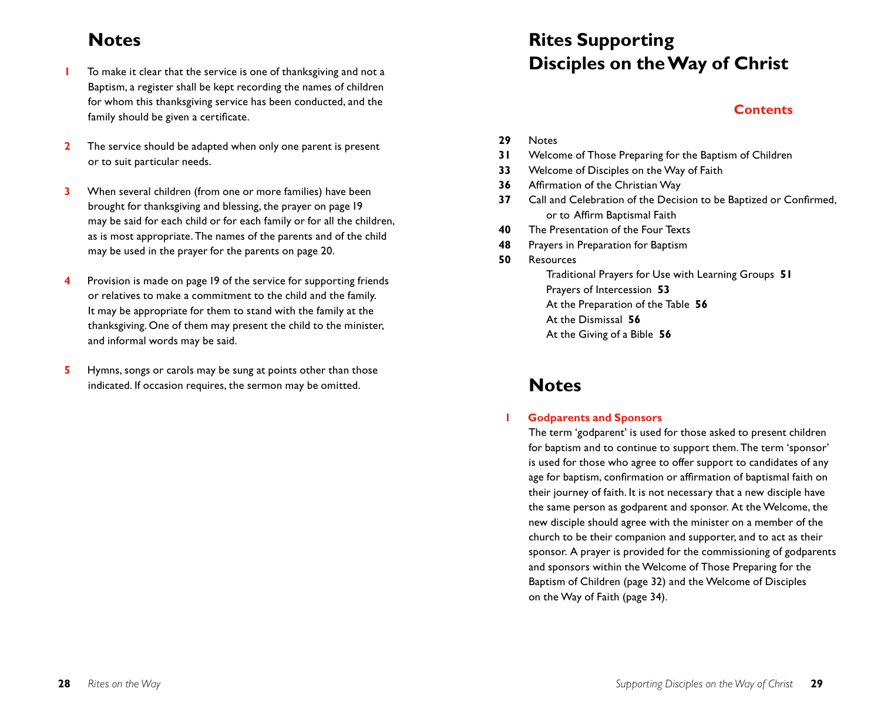## Notes

1. To make it clear that the service is one of thanksgiving and not a Baptism, a register shall be kept recording the names of children for whom this thanksgiving service has been conducted, and the family should be given a certificate.

2. The service should be adapted when only one parent is present or to suit particular needs.

3. When several children (from one or more families) have been brought for thanksgiving and blessing, the prayer on page 19 may be said for each child or for each family or for all the children, as is most appropriate. The names of the parents and of the child may be used in the prayer for the parents on page 20.

4. Provision is made on page 19 of the service for supporting friends or relatives to make a commitment to the child and the family. It may be appropriate for them to stand with the family at the thanksgiving. One of them may present the child to the minister, and informal words may be said.

5. Hymns, songs or carols may be sung at points other than those indicated. If occasion requires, the sermon may be omitted.

# Rites Supporting Disciples on the Way of Christ

### Contents

**29** Notes
**31** Welcome of Those Preparing for the Baptism of Children
**33** Welcome of Disciples on the Way of Faith
**36** Affirmation of the Christian Way
**37** Call and Celebration of the Decision to be Baptized or Confirmed, or to Affirm Baptismal Faith
**40** The Presentation of the Four Texts
**48** Prayers in Preparation for Baptism
**50** Resources
- Traditional Prayers for Use with Learning Groups **51**
- Prayers of Intercession **53**
- At the Preparation of the Table **56**
- At the Dismissal **56**
- At the Giving of a Bible **56**

## Notes

1. **Godparents and Sponsors**
The term 'godparent' is used for those asked to present children for baptism and to continue to support them. The term 'sponsor' is used for those who agree to offer support to candidates of any age for baptism, confirmation or affirmation of baptismal faith on their journey of faith. It is not necessary that a new disciple have the same person as godparent and sponsor. At the Welcome, the new disciple should agree with the minister on a member of the church to be their companion and supporter, and to act as their sponsor. A prayer is provided for the commissioning of godparents and sponsors within the Welcome of Those Preparing for the Baptism of Children (page 32) and the Welcome of Disciples on the Way of Faith (page 34).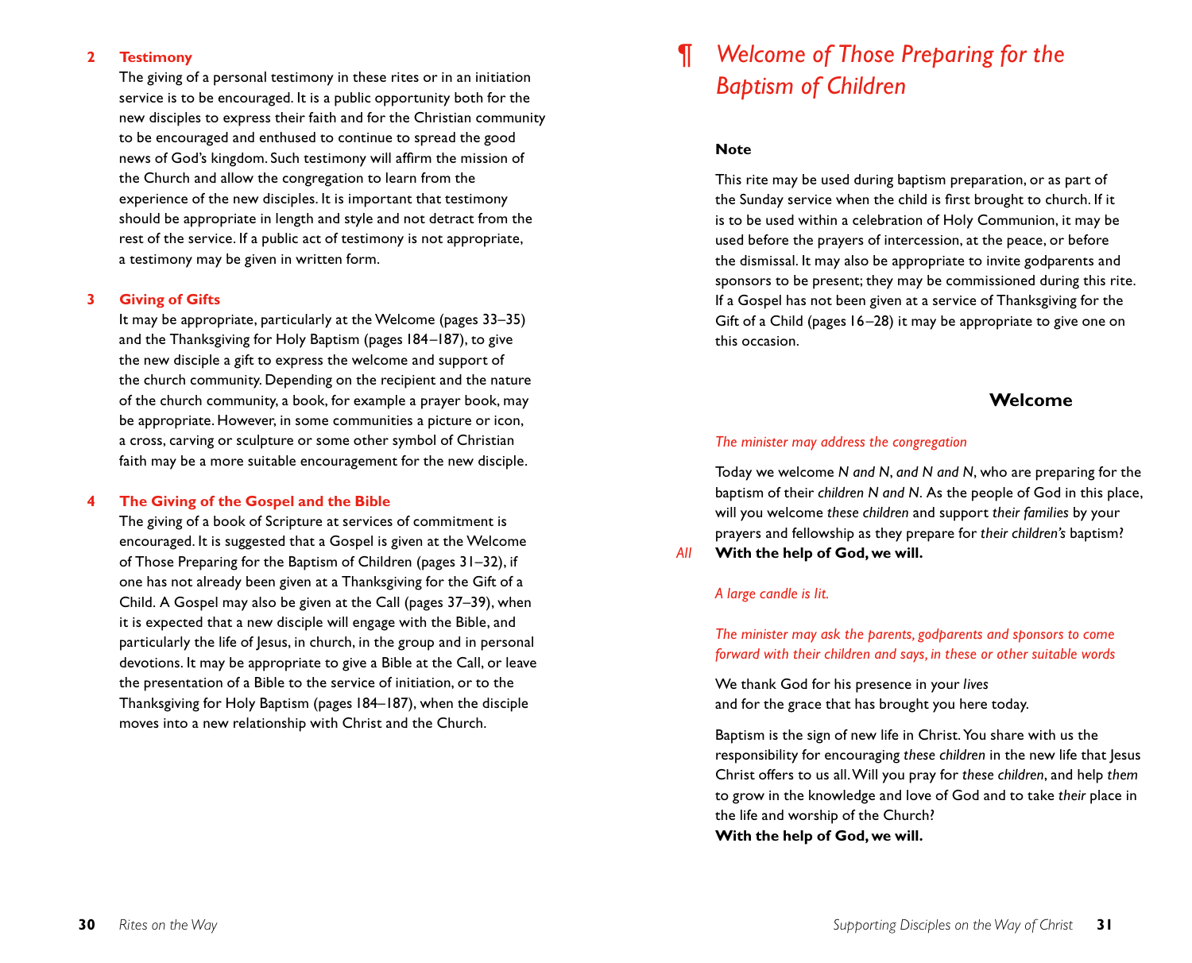**2 Testimony**

The giving of a personal testimony in these rites or in an initiation service is to be encouraged. It is a public opportunity both for the new disciples to express their faith and for the Christian community to be encouraged and enthused to continue to spread the good news of God's kingdom. Such testimony will affirm the mission of the Church and allow the congregation to learn from the experience of the new disciples. It is important that testimony should be appropriate in length and style and not detract from the rest of the service. If a public act of testimony is not appropriate, a testimony may be given in written form.

**3 Giving of Gifts**

It may be appropriate, particularly at the Welcome (pages 33–35) and the Thanksgiving for Holy Baptism (pages 184–187), to give the new disciple a gift to express the welcome and support of the church community. Depending on the recipient and the nature of the church community, a book, for example a prayer book, may be appropriate. However, in some communities a picture or icon, a cross, carving or sculpture or some other symbol of Christian faith may be a more suitable encouragement for the new disciple.

**4 The Giving of the Gospel and the Bible**

The giving of a book of Scripture at services of commitment is encouraged. It is suggested that a Gospel is given at the Welcome of Those Preparing for the Baptism of Children (pages 31–32), if one has not already been given at a Thanksgiving for the Gift of a Child. A Gospel may also be given at the Call (pages 37–39), when it is expected that a new disciple will engage with the Bible, and particularly the life of Jesus, in church, in the group and in personal devotions. It may be appropriate to give a Bible at the Call, or leave the presentation of a Bible to the service of initiation, or to the Thanksgiving for Holy Baptism (pages 184–187), when the disciple moves into a new relationship with Christ and the Church.

# ¶ *Welcome of Those Preparing for the Baptism of Children*

**Note**

This rite may be used during baptism preparation, or as part of the Sunday service when the child is first brought to church. If it is to be used within a celebration of Holy Communion, it may be used before the prayers of intercession, at the peace, or before the dismissal. It may also be appropriate to invite godparents and sponsors to be present; they may be commissioned during this rite. If a Gospel has not been given at a service of Thanksgiving for the Gift of a Child (pages 16–28) it may be appropriate to give one on this occasion.

## Welcome

*The minister may address the congregation*

Today we welcome *N and N*, *and N and N*, who are preparing for the baptism of their *children N and N*. As the people of God in this place, will you welcome *these children* and support *their families* by your prayers and fellowship as they prepare for *their children's* baptism?

*All* **With the help of God, we will.**

*A large candle is lit.*

*The minister may ask the parents, godparents and sponsors to come forward with their children and says, in these or other suitable words*

We thank God for his presence in your *lives*
and for the grace that has brought you here today.

Baptism is the sign of new life in Christ. You share with us the responsibility for encouraging *these children* in the new life that Jesus Christ offers to us all. Will you pray for *these children*, and help *them* to grow in the knowledge and love of God and to take *their* place in the life and worship of the Church?

**With the help of God, we will.**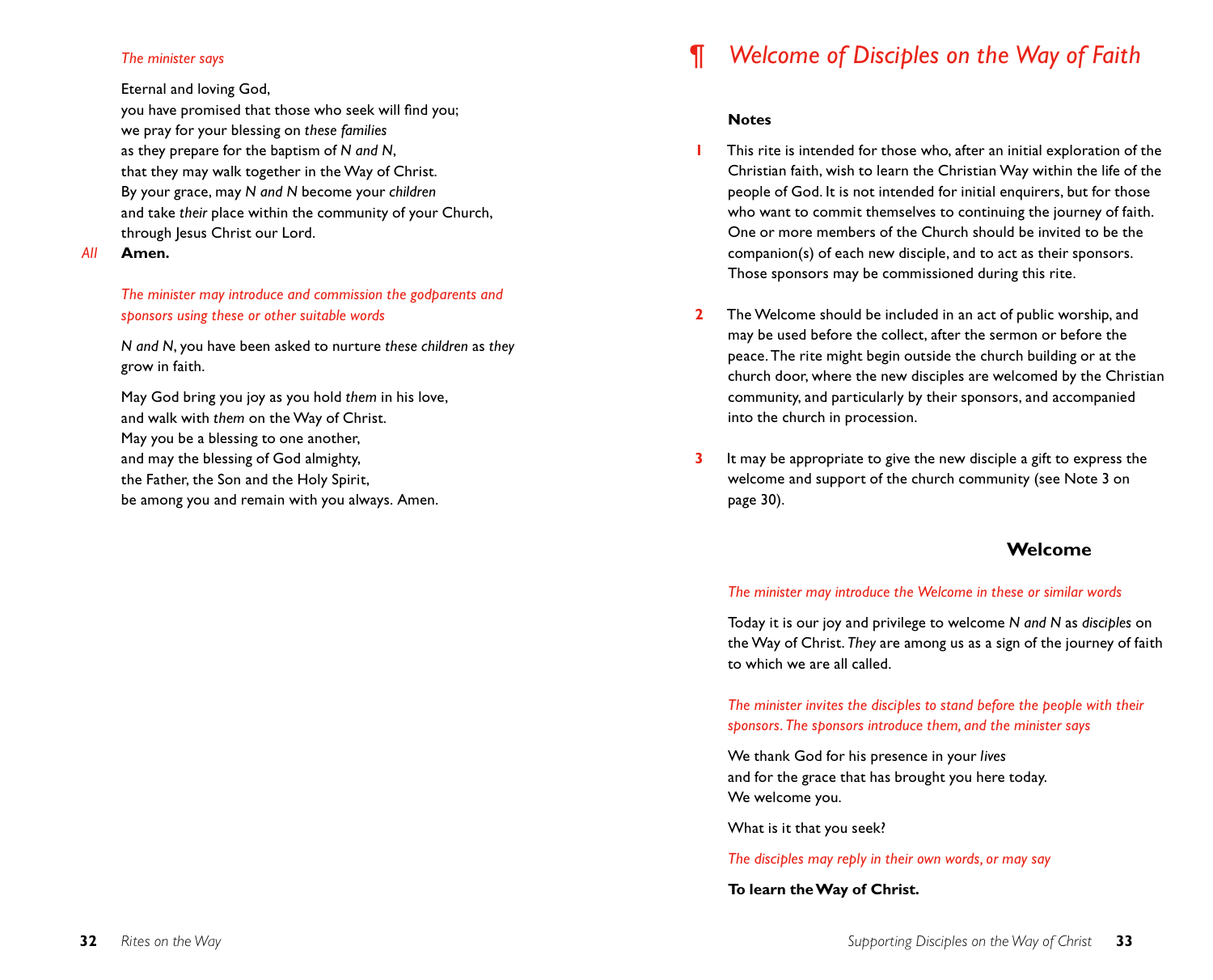*The minister says*

Eternal and loving God,
you have promised that those who seek will find you;
we pray for your blessing on *these families*
as they prepare for the baptism of *N and N*,
that they may walk together in the Way of Christ.
By your grace, may *N and N* become your *children*
and take *their* place within the community of your Church,
through Jesus Christ our Lord.

*All* **Amen.**

*The minister may introduce and commission the godparents and sponsors using these or other suitable words*

*N and N*, you have been asked to nurture *these children* as *they* grow in faith.

May God bring you joy as you hold *them* in his love,
and walk with *them* on the Way of Christ.
May you be a blessing to one another,
and may the blessing of God almighty,
the Father, the Son and the Holy Spirit,
be among you and remain with you always. Amen.

# ¶ *Welcome of Disciples on the Way of Faith*

**Notes**

1. This rite is intended for those who, after an initial exploration of the Christian faith, wish to learn the Christian Way within the life of the people of God. It is not intended for initial enquirers, but for those who want to commit themselves to continuing the journey of faith. One or more members of the Church should be invited to be the companion(s) of each new disciple, and to act as their sponsors. Those sponsors may be commissioned during this rite.

2. The Welcome should be included in an act of public worship, and may be used before the collect, after the sermon or before the peace. The rite might begin outside the church building or at the church door, where the new disciples are welcomed by the Christian community, and particularly by their sponsors, and accompanied into the church in procession.

3. It may be appropriate to give the new disciple a gift to express the welcome and support of the church community (see Note 3 on page 30).

## Welcome

*The minister may introduce the Welcome in these or similar words*

Today it is our joy and privilege to welcome *N and N* as *disciples* on the Way of Christ. *They* are among us as a sign of the journey of faith to which we are all called.

*The minister invites the disciples to stand before the people with their sponsors. The sponsors introduce them, and the minister says*

We thank God for his presence in your *lives*
and for the grace that has brought you here today.
We welcome you.

What is it that you seek?

*The disciples may reply in their own words, or may say*

**To learn the Way of Christ.**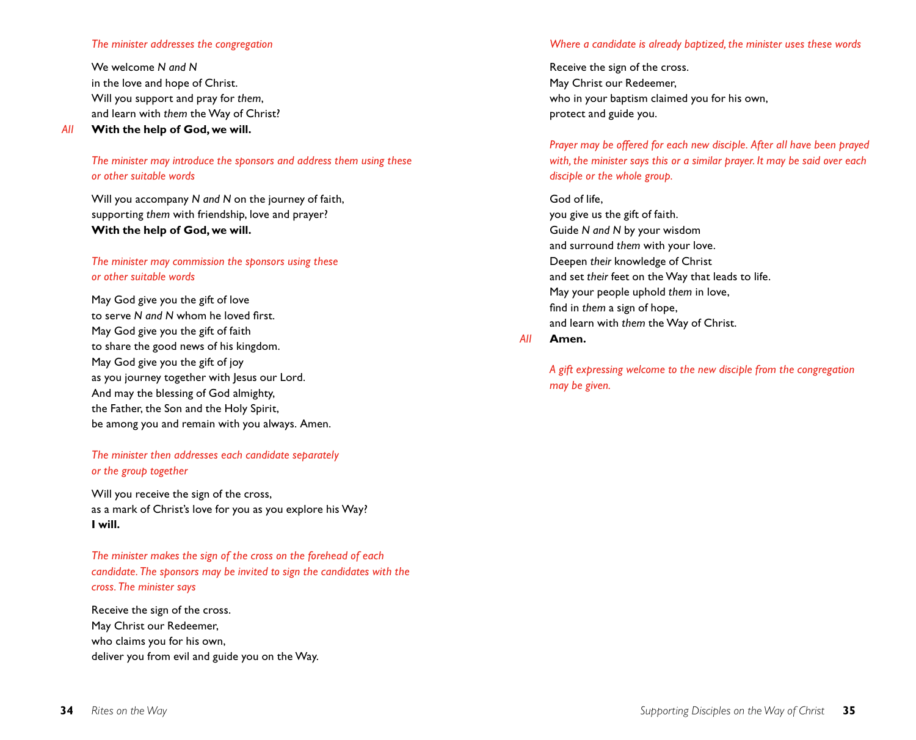*The minister addresses the congregation*

We welcome *N and N*  
in the love and hope of Christ.  
Will you support and pray for *them*,  
and learn with *them* the Way of Christ?

*All* **With the help of God, we will.**

*The minister may introduce the sponsors and address them using these or other suitable words*

Will you accompany *N and N* on the journey of faith,  
supporting *them* with friendship, love and prayer?  
**With the help of God, we will.**

*The minister may commission the sponsors using these or other suitable words*

May God give you the gift of love  
to serve *N and N* whom he loved first.  
May God give you the gift of faith  
to share the good news of his kingdom.  
May God give you the gift of joy  
as you journey together with Jesus our Lord.  
And may the blessing of God almighty,  
the Father, the Son and the Holy Spirit,  
be among you and remain with you always. Amen.

*The minister then addresses each candidate separately or the group together*

Will you receive the sign of the cross,  
as a mark of Christ's love for you as you explore his Way?  
**I will.**

*The minister makes the sign of the cross on the forehead of each candidate. The sponsors may be invited to sign the candidates with the cross. The minister says*

Receive the sign of the cross.  
May Christ our Redeemer,  
who claims you for his own,  
deliver you from evil and guide you on the Way.

*Where a candidate is already baptized, the minister uses these words*

Receive the sign of the cross.  
May Christ our Redeemer,  
who in your baptism claimed you for his own,  
protect and guide you.

*Prayer may be offered for each new disciple. After all have been prayed with, the minister says this or a similar prayer. It may be said over each disciple or the whole group.*

God of life,  
you give us the gift of faith.  
Guide *N and N* by your wisdom  
and surround *them* with your love.  
Deepen *their* knowledge of Christ  
and set *their* feet on the Way that leads to life.  
May your people uphold *them* in love,  
find in *them* a sign of hope,  
and learn with *them* the Way of Christ.

*All* **Amen.**

*A gift expressing welcome to the new disciple from the congregation may be given.*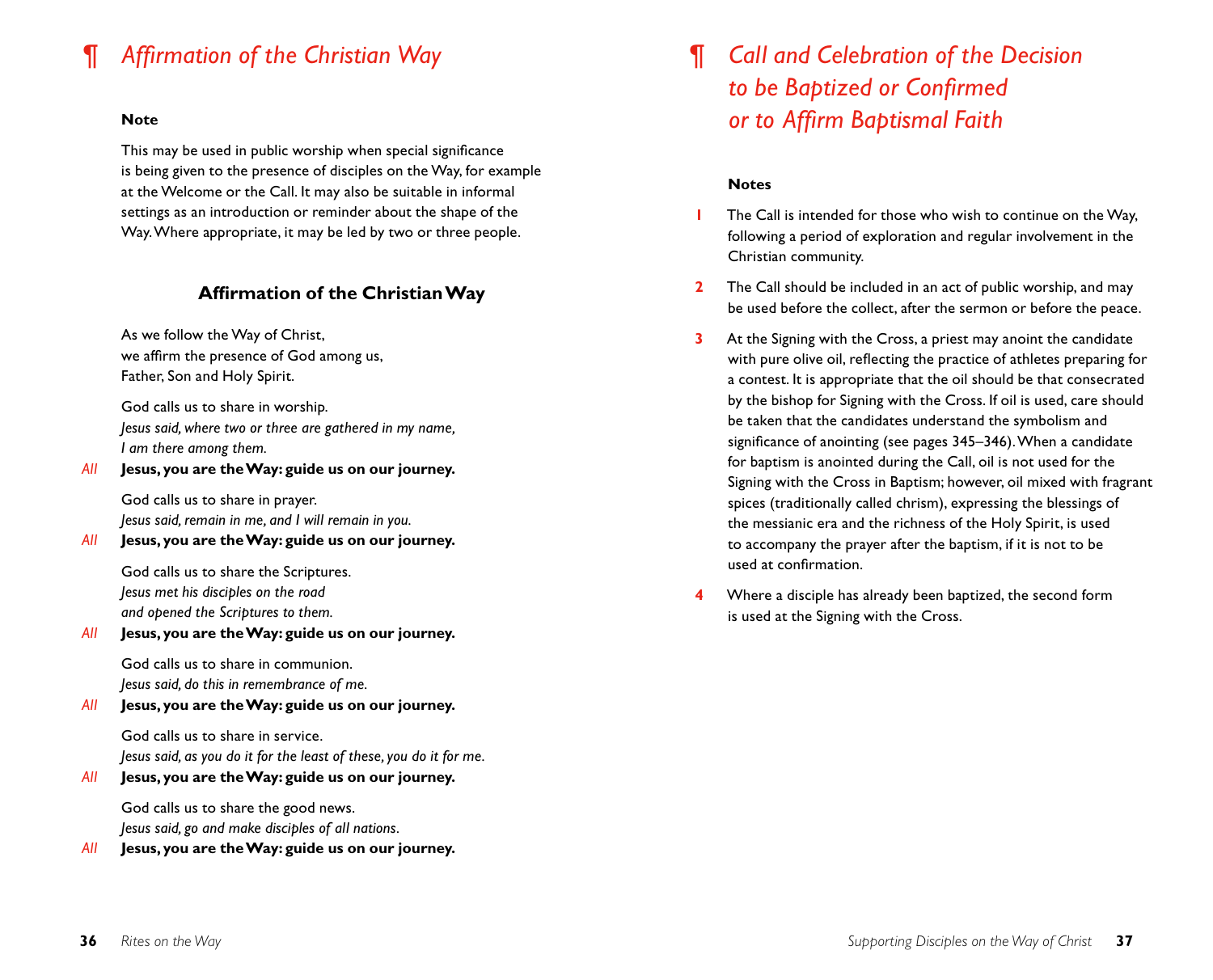# ¶ *Affirmation of the Christian Way*

**Note**

This may be used in public worship when special significance is being given to the presence of disciples on the Way, for example at the Welcome or the Call. It may also be suitable in informal settings as an introduction or reminder about the shape of the Way. Where appropriate, it may be led by two or three people.

## Affirmation of the Christian Way

As we follow the Way of Christ,
we affirm the presence of God among us,
Father, Son and Holy Spirit.

God calls us to share in worship.
*Jesus said, where two or three are gathered in my name,*
*I am there among them.*

*All* **Jesus, you are the Way: guide us on our journey.**

God calls us to share in prayer.
*Jesus said, remain in me, and I will remain in you.*

*All* **Jesus, you are the Way: guide us on our journey.**

God calls us to share the Scriptures.
*Jesus met his disciples on the road*
*and opened the Scriptures to them.*

*All* **Jesus, you are the Way: guide us on our journey.**

God calls us to share in communion.
*Jesus said, do this in remembrance of me.*

*All* **Jesus, you are the Way: guide us on our journey.**

God calls us to share in service.
*Jesus said, as you do it for the least of these, you do it for me.*

*All* **Jesus, you are the Way: guide us on our journey.**

God calls us to share the good news.
*Jesus said, go and make disciples of all nations.*

*All* **Jesus, you are the Way: guide us on our journey.**

# ¶ *Call and Celebration of the Decision to be Baptized or Confirmed or to Affirm Baptismal Faith*

**Notes**

1. The Call is intended for those who wish to continue on the Way, following a period of exploration and regular involvement in the Christian community.
2. The Call should be included in an act of public worship, and may be used before the collect, after the sermon or before the peace.
3. At the Signing with the Cross, a priest may anoint the candidate with pure olive oil, reflecting the practice of athletes preparing for a contest. It is appropriate that the oil should be that consecrated by the bishop for Signing with the Cross. If oil is used, care should be taken that the candidates understand the symbolism and significance of anointing (see pages 345–346). When a candidate for baptism is anointed during the Call, oil is not used for the Signing with the Cross in Baptism; however, oil mixed with fragrant spices (traditionally called chrism), expressing the blessings of the messianic era and the richness of the Holy Spirit, is used to accompany the prayer after the baptism, if it is not to be used at confirmation.
4. Where a disciple has already been baptized, the second form is used at the Signing with the Cross.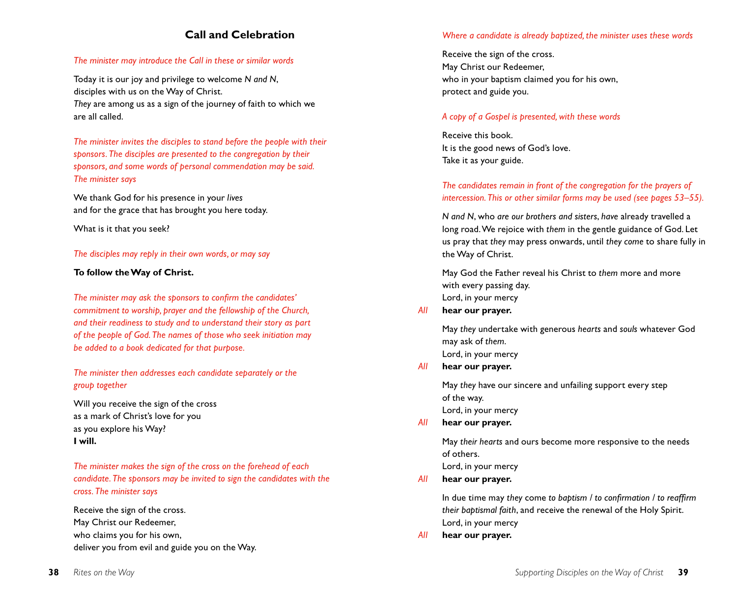## Call and Celebration

*The minister may introduce the Call in these or similar words*

Today it is our joy and privilege to welcome *N and N*,
disciples with us on the Way of Christ.
*They* are among us as a sign of the journey of faith to which we are all called.

*The minister invites the disciples to stand before the people with their sponsors. The disciples are presented to the congregation by their sponsors, and some words of personal commendation may be said. The minister says*

We thank God for his presence in your *lives*
and for the grace that has brought you here today.

What is it that you seek?

*The disciples may reply in their own words, or may say*

**To follow the Way of Christ.**

*The minister may ask the sponsors to confirm the candidates' commitment to worship, prayer and the fellowship of the Church, and their readiness to study and to understand their story as part of the people of God. The names of those who seek initiation may be added to a book dedicated for that purpose.*

*The minister then addresses each candidate separately or the group together*

Will you receive the sign of the cross
as a mark of Christ's love for you
as you explore his Way?
**I will.**

*The minister makes the sign of the cross on the forehead of each candidate. The sponsors may be invited to sign the candidates with the cross. The minister says*

Receive the sign of the cross.
May Christ our Redeemer,
who claims you for his own,
deliver you from evil and guide you on the Way.

*Where a candidate is already baptized, the minister uses these words*

Receive the sign of the cross.
May Christ our Redeemer,
who in your baptism claimed you for his own,
protect and guide you.

*A copy of a Gospel is presented, with these words*

Receive this book.
It is the good news of God's love.
Take it as your guide.

*The candidates remain in front of the congregation for the prayers of intercession. This or other similar forms may be used (see pages 53–55).*

*N and N*, who *are our brothers and sisters*, *have* already travelled a long road. We rejoice with *them* in the gentle guidance of God. Let us pray that *they* may press onwards, until *they come* to share fully in the Way of Christ.

May God the Father reveal his Christ to *them* more and more with every passing day.
Lord, in your mercy
*All* **hear our prayer.**

May *they* undertake with generous *hearts* and *souls* whatever God may ask of *them*.
Lord, in your mercy
*All* **hear our prayer.**

May *they* have our sincere and unfailing support every step of the way.
Lord, in your mercy
*All* **hear our prayer.**

May *their hearts* and ours become more responsive to the needs of others.
Lord, in your mercy
*All* **hear our prayer.**

In due time may *they* come *to baptism / to confirmation / to reaffirm their baptismal faith*, and receive the renewal of the Holy Spirit.
Lord, in your mercy
*All* **hear our prayer.**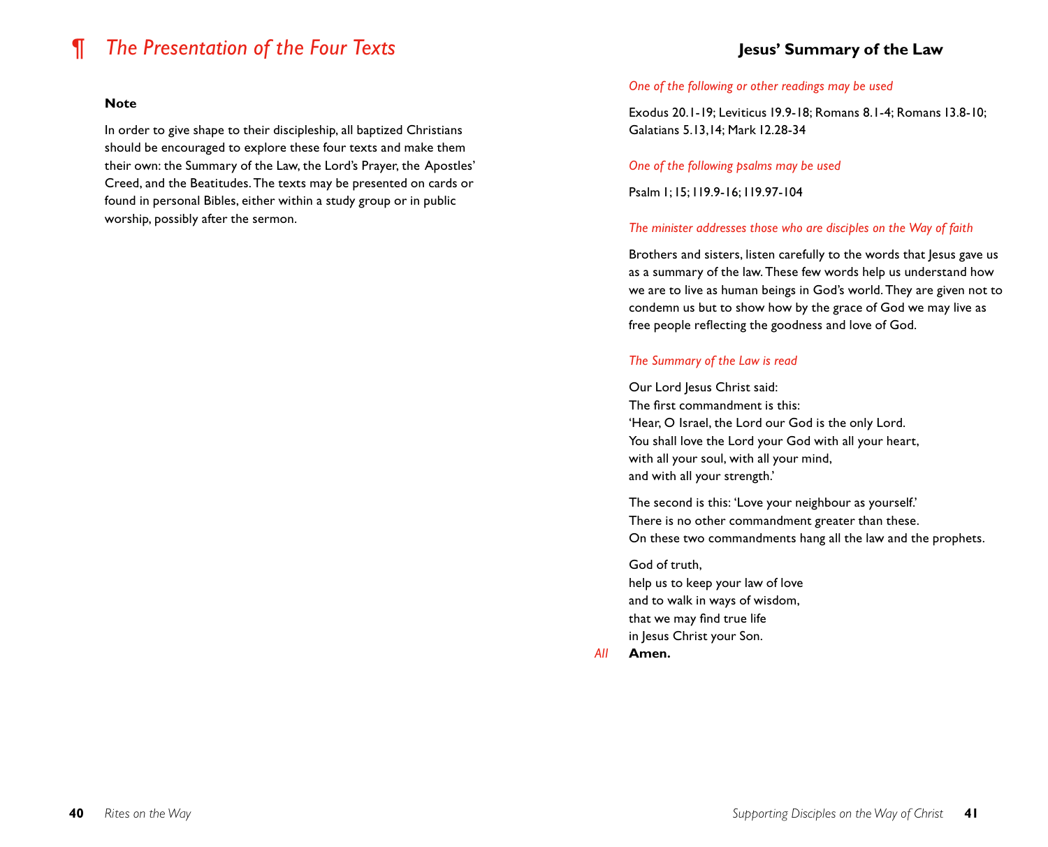# ¶ *The Presentation of the Four Texts*

**Note**

In order to give shape to their discipleship, all baptized Christians should be encouraged to explore these four texts and make them their own: the Summary of the Law, the Lord's Prayer, the Apostles' Creed, and the Beatitudes. The texts may be presented on cards or found in personal Bibles, either within a study group or in public worship, possibly after the sermon.

## Jesus' Summary of the Law

*One of the following or other readings may be used*

Exodus 20.1-19; Leviticus 19.9-18; Romans 8.1-4; Romans 13.8-10; Galatians 5.13,14; Mark 12.28-34

*One of the following psalms may be used*

Psalm 1; 15; 119.9-16; 119.97-104

*The minister addresses those who are disciples on the Way of faith*

Brothers and sisters, listen carefully to the words that Jesus gave us as a summary of the law. These few words help us understand how we are to live as human beings in God's world. They are given not to condemn us but to show how by the grace of God we may live as free people reflecting the goodness and love of God.

*The Summary of the Law is read*

Our Lord Jesus Christ said:
The first commandment is this:
'Hear, O Israel, the Lord our God is the only Lord.
You shall love the Lord your God with all your heart,
with all your soul, with all your mind,
and with all your strength.'

The second is this: 'Love your neighbour as yourself.'
There is no other commandment greater than these.
On these two commandments hang all the law and the prophets.

God of truth,
help us to keep your law of love
and to walk in ways of wisdom,
that we may find true life
in Jesus Christ your Son.

*All* **Amen.**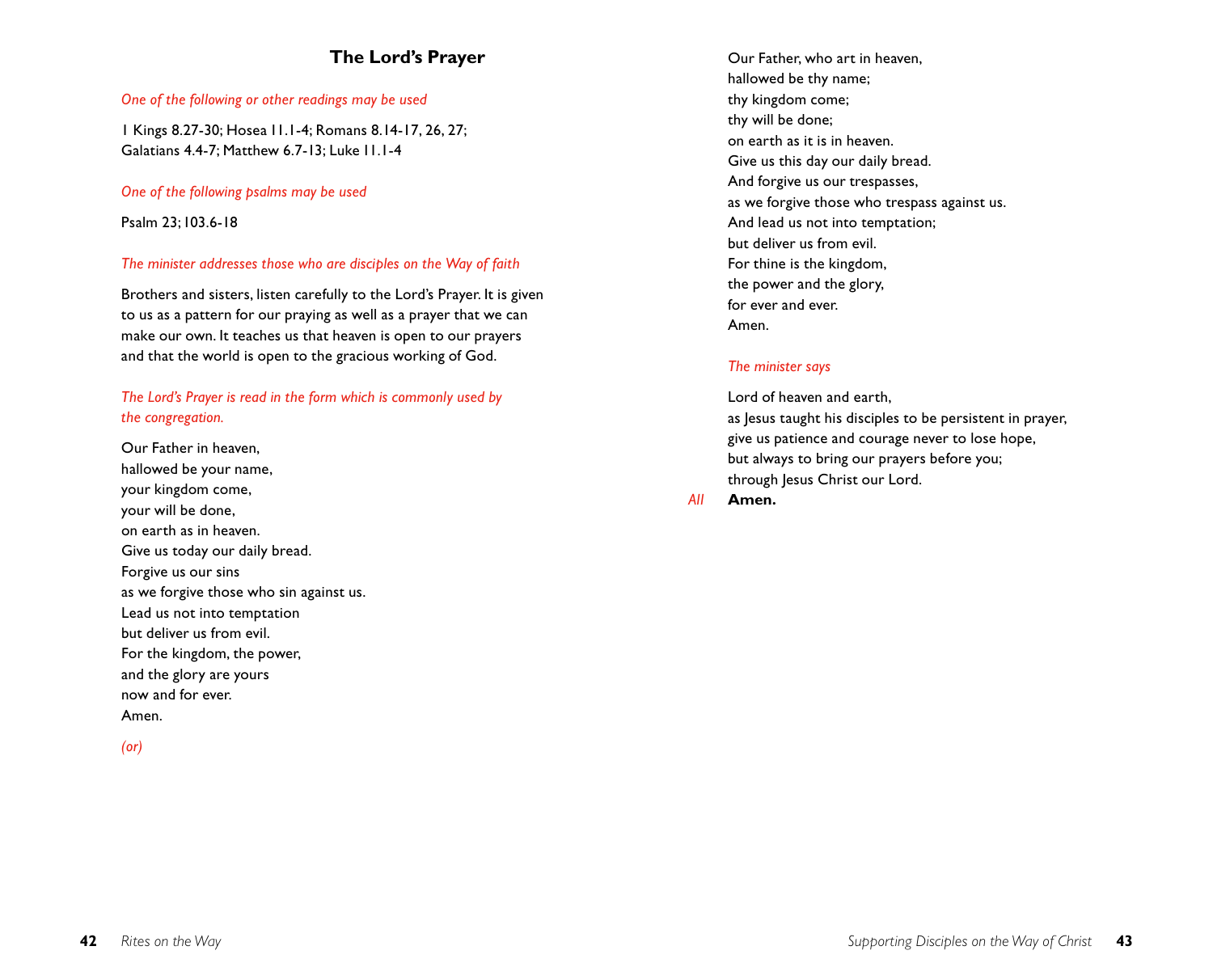## The Lord's Prayer

*One of the following or other readings may be used*

1 Kings 8.27-30; Hosea 11.1-4; Romans 8.14-17, 26, 27; Galatians 4.4-7; Matthew 6.7-13; Luke 11.1-4

*One of the following psalms may be used*

Psalm 23; 103.6-18

*The minister addresses those who are disciples on the Way of faith*

Brothers and sisters, listen carefully to the Lord's Prayer. It is given to us as a pattern for our praying as well as a prayer that we can make our own. It teaches us that heaven is open to our prayers and that the world is open to the gracious working of God.

*The Lord's Prayer is read in the form which is commonly used by the congregation.*

Our Father in heaven,  
hallowed be your name,  
your kingdom come,  
your will be done,  
on earth as in heaven.  
Give us today our daily bread.  
Forgive us our sins  
as we forgive those who sin against us.  
Lead us not into temptation  
but deliver us from evil.  
For the kingdom, the power,  
and the glory are yours  
now and for ever.  
Amen.

*(or)*

Our Father, who art in heaven,  
hallowed be thy name;  
thy kingdom come;  
thy will be done;  
on earth as it is in heaven.  
Give us this day our daily bread.  
And forgive us our trespasses,  
as we forgive those who trespass against us.  
And lead us not into temptation;  
but deliver us from evil.  
For thine is the kingdom,  
the power and the glory,  
for ever and ever.  
Amen.

*The minister says*

Lord of heaven and earth,  
as Jesus taught his disciples to be persistent in prayer,  
give us patience and courage never to lose hope,  
but always to bring our prayers before you;  
through Jesus Christ our Lord.

*All* **Amen.**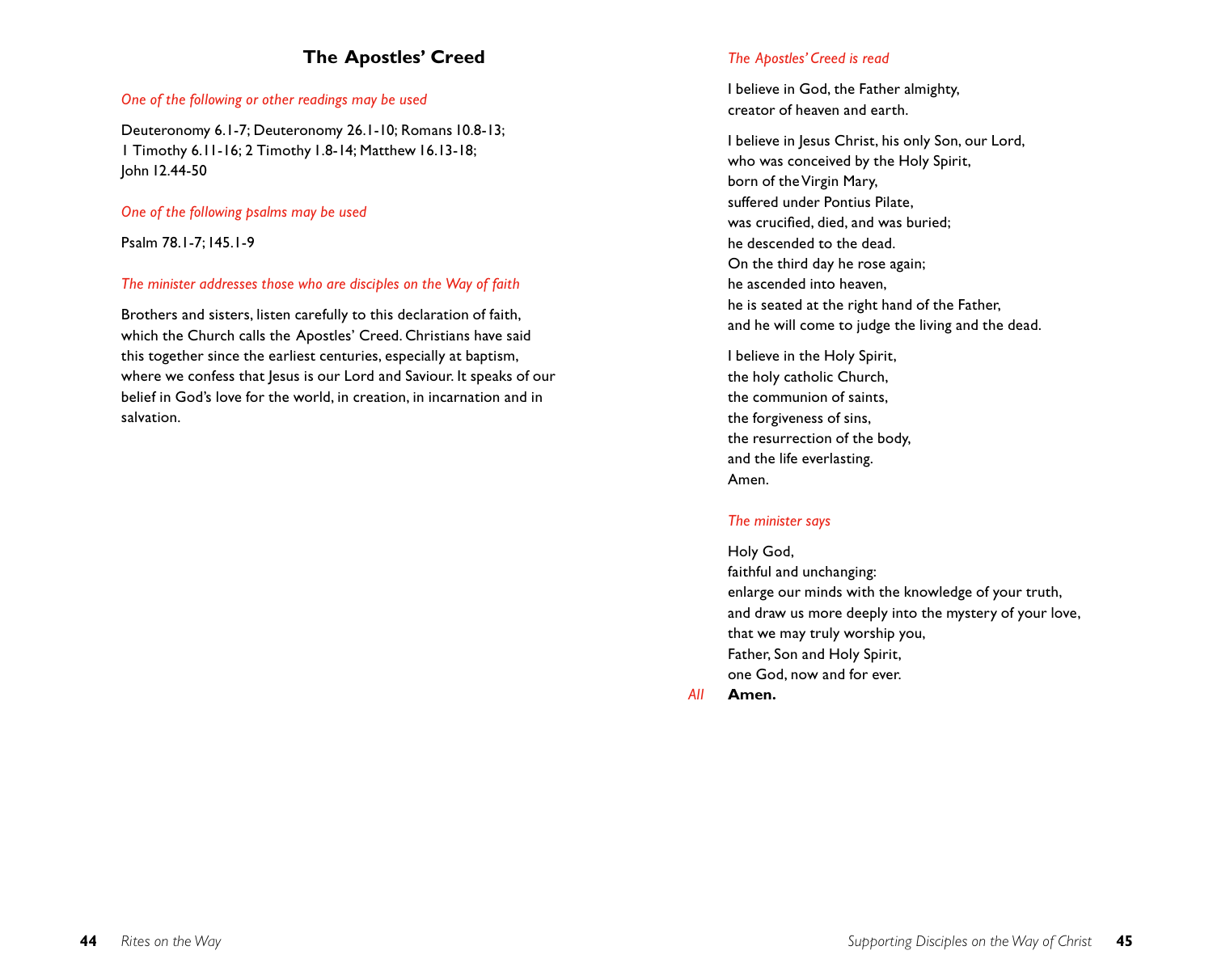## The Apostles' Creed

*One of the following or other readings may be used*

Deuteronomy 6.1-7; Deuteronomy 26.1-10; Romans 10.8-13;
1 Timothy 6.11-16; 2 Timothy 1.8-14; Matthew 16.13-18;
John 12.44-50

*One of the following psalms may be used*

Psalm 78.1-7; 145.1-9

*The minister addresses those who are disciples on the Way of faith*

Brothers and sisters, listen carefully to this declaration of faith, which the Church calls the Apostles' Creed. Christians have said this together since the earliest centuries, especially at baptism, where we confess that Jesus is our Lord and Saviour. It speaks of our belief in God's love for the world, in creation, in incarnation and in salvation.

*The Apostles' Creed is read*

I believe in God, the Father almighty,
creator of heaven and earth.

I believe in Jesus Christ, his only Son, our Lord,
who was conceived by the Holy Spirit,
born of the Virgin Mary,
suffered under Pontius Pilate,
was crucified, died, and was buried;
he descended to the dead.
On the third day he rose again;
he ascended into heaven,
he is seated at the right hand of the Father,
and he will come to judge the living and the dead.

I believe in the Holy Spirit,
the holy catholic Church,
the communion of saints,
the forgiveness of sins,
the resurrection of the body,
and the life everlasting.
Amen.

*The minister says*

Holy God,
faithful and unchanging:
enlarge our minds with the knowledge of your truth,
and draw us more deeply into the mystery of your love,
that we may truly worship you,
Father, Son and Holy Spirit,
one God, now and for ever.

*All* **Amen.**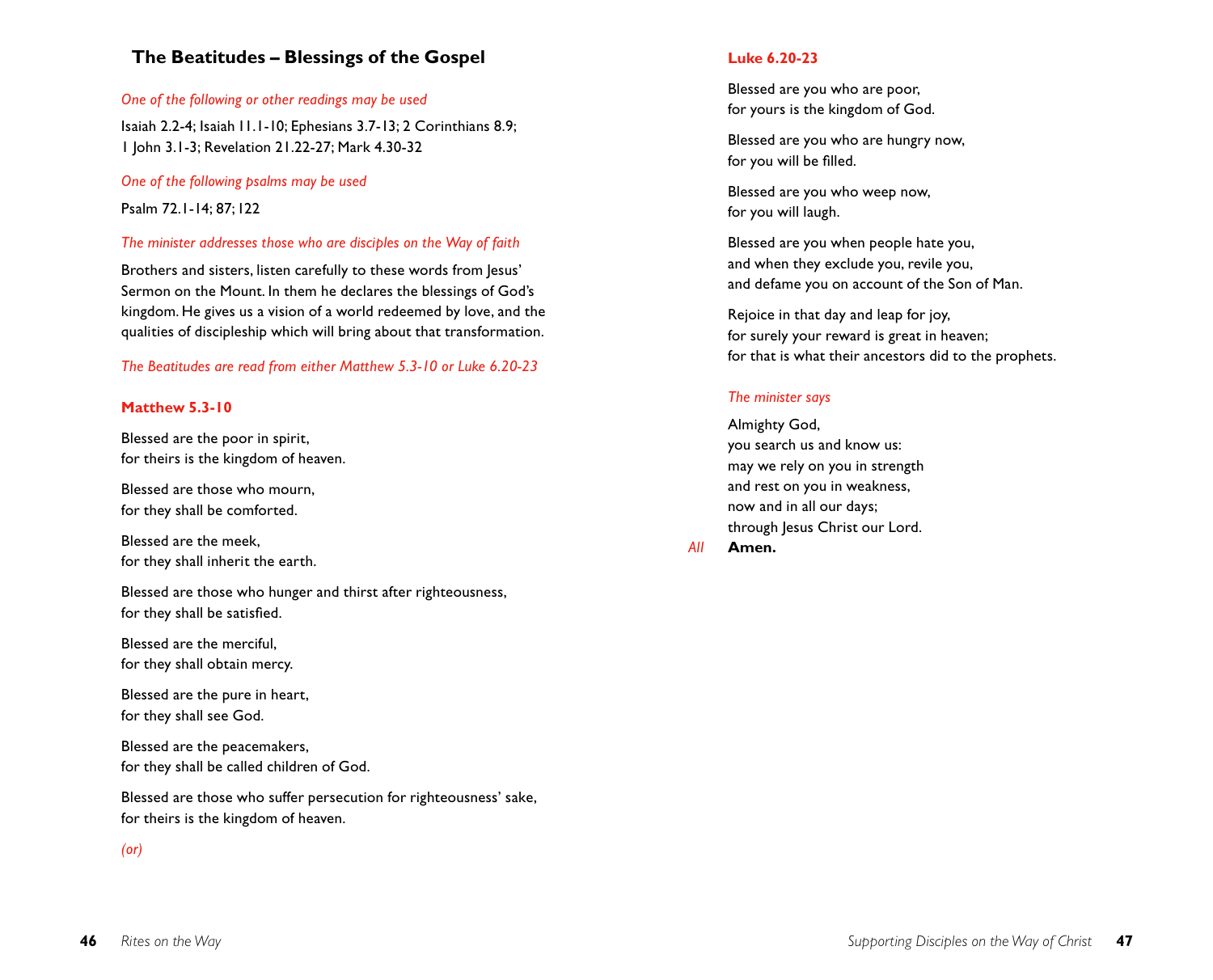## The Beatitudes – Blessings of the Gospel

*One of the following or other readings may be used*

Isaiah 2.2-4; Isaiah 11.1-10; Ephesians 3.7-13; 2 Corinthians 8.9; 1 John 3.1-3; Revelation 21.22-27; Mark 4.30-32

*One of the following psalms may be used*

Psalm 72.1-14; 87; 122

*The minister addresses those who are disciples on the Way of faith*

Brothers and sisters, listen carefully to these words from Jesus' Sermon on the Mount. In them he declares the blessings of God's kingdom. He gives us a vision of a world redeemed by love, and the qualities of discipleship which will bring about that transformation.

*The Beatitudes are read from either Matthew 5.3-10 or Luke 6.20-23*

**Matthew 5.3-10**

Blessed are the poor in spirit,
for theirs is the kingdom of heaven.

Blessed are those who mourn,
for they shall be comforted.

Blessed are the meek,
for they shall inherit the earth.

Blessed are those who hunger and thirst after righteousness,
for they shall be satisfied.

Blessed are the merciful,
for they shall obtain mercy.

Blessed are the pure in heart,
for they shall see God.

Blessed are the peacemakers,
for they shall be called children of God.

Blessed are those who suffer persecution for righteousness' sake,
for theirs is the kingdom of heaven.

*(or)*

**Luke 6.20-23**

Blessed are you who are poor,
for yours is the kingdom of God.

Blessed are you who are hungry now,
for you will be filled.

Blessed are you who weep now,
for you will laugh.

Blessed are you when people hate you,
and when they exclude you, revile you,
and defame you on account of the Son of Man.

Rejoice in that day and leap for joy,
for surely your reward is great in heaven;
for that is what their ancestors did to the prophets.

*The minister says*

Almighty God,
you search us and know us:
may we rely on you in strength
and rest on you in weakness,
now and in all our days;
through Jesus Christ our Lord.

*All* **Amen.**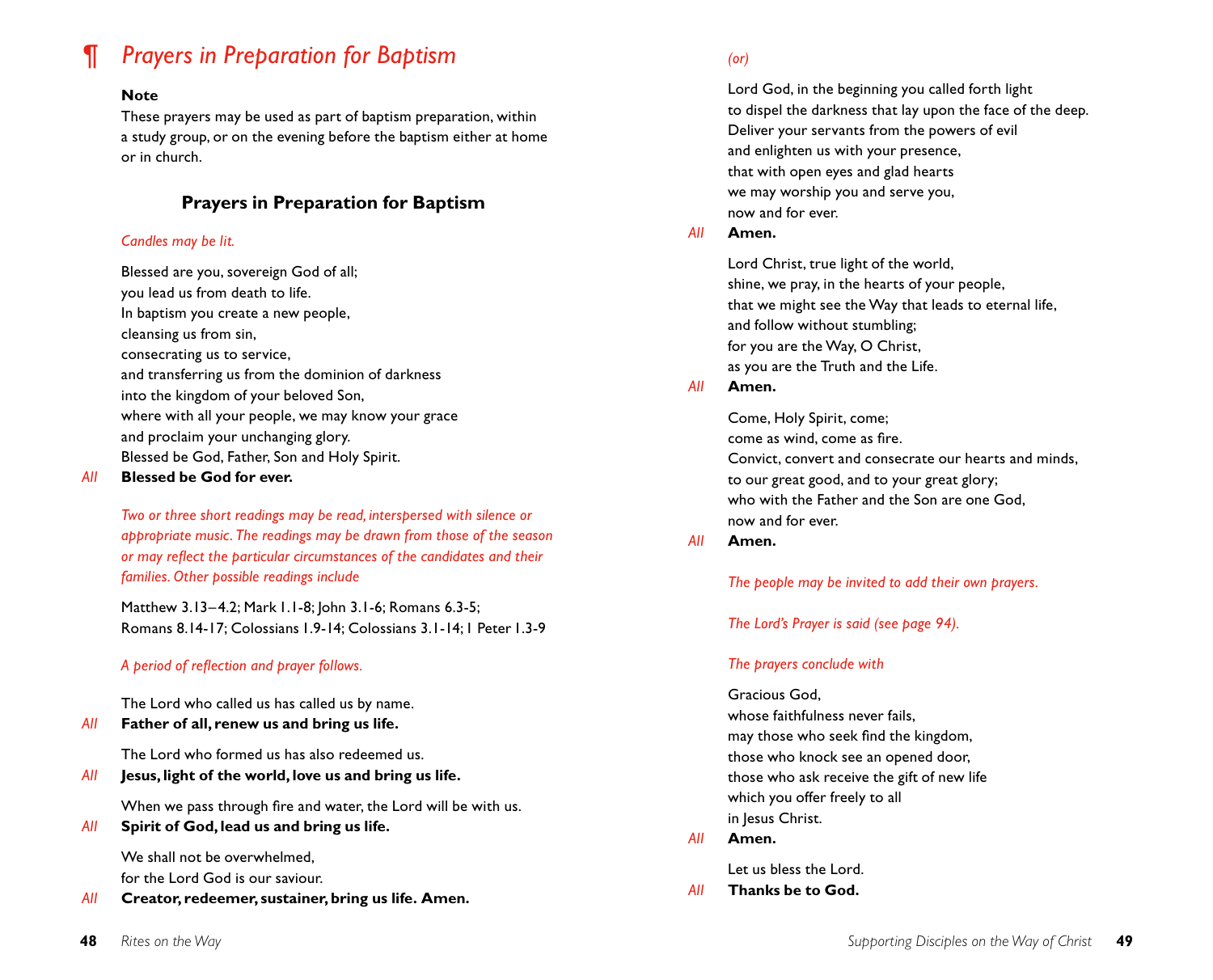# ¶ *Prayers in Preparation for Baptism*

**Note**

These prayers may be used as part of baptism preparation, within a study group, or on the evening before the baptism either at home or in church.

## Prayers in Preparation for Baptism

*Candles may be lit.*

Blessed are you, sovereign God of all;
you lead us from death to life.
In baptism you create a new people,
cleansing us from sin,
consecrating us to service,
and transferring us from the dominion of darkness
into the kingdom of your beloved Son,
where with all your people, we may know your grace
and proclaim your unchanging glory.
Blessed be God, Father, Son and Holy Spirit.

*All* **Blessed be God for ever.**

*Two or three short readings may be read, interspersed with silence or appropriate music. The readings may be drawn from those of the season or may reflect the particular circumstances of the candidates and their families. Other possible readings include*

Matthew 3.13–4.2; Mark 1.1-8; John 3.1-6; Romans 6.3-5;
Romans 8.14-17; Colossians 1.9-14; Colossians 3.1-14; 1 Peter 1.3-9

*A period of reflection and prayer follows.*

The Lord who called us has called us by name.

*All* **Father of all, renew us and bring us life.**

The Lord who formed us has also redeemed us.

*All* **Jesus, light of the world, love us and bring us life.**

When we pass through fire and water, the Lord will be with us.

*All* **Spirit of God, lead us and bring us life.**

We shall not be overwhelmed,
for the Lord God is our saviour.

*All* **Creator, redeemer, sustainer, bring us life. Amen.**

*(or)*

Lord God, in the beginning you called forth light
to dispel the darkness that lay upon the face of the deep.
Deliver your servants from the powers of evil
and enlighten us with your presence,
that with open eyes and glad hearts
we may worship you and serve you,
now and for ever.

*All* **Amen.**

Lord Christ, true light of the world,
shine, we pray, in the hearts of your people,
that we might see the Way that leads to eternal life,
and follow without stumbling;
for you are the Way, O Christ,
as you are the Truth and the Life.

*All* **Amen.**

Come, Holy Spirit, come;
come as wind, come as fire.
Convict, convert and consecrate our hearts and minds,
to our great good, and to your great glory;
who with the Father and the Son are one God,
now and for ever.

*All* **Amen.**

*The people may be invited to add their own prayers.*

*The Lord's Prayer is said (see page 94).*

*The prayers conclude with*

Gracious God,
whose faithfulness never fails,
may those who seek find the kingdom,
those who knock see an opened door,
those who ask receive the gift of new life
which you offer freely to all
in Jesus Christ.

*All* **Amen.**

Let us bless the Lord.

*All* **Thanks be to God.**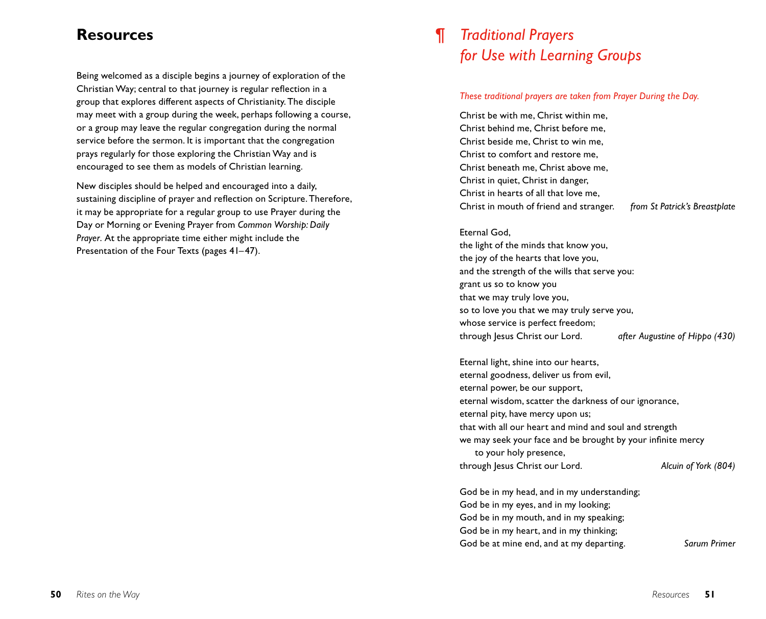## Resources

Being welcomed as a disciple begins a journey of exploration of the Christian Way; central to that journey is regular reflection in a group that explores different aspects of Christianity. The disciple may meet with a group during the week, perhaps following a course, or a group may leave the regular congregation during the normal service before the sermon. It is important that the congregation prays regularly for those exploring the Christian Way and is encouraged to see them as models of Christian learning.

New disciples should be helped and encouraged into a daily, sustaining discipline of prayer and reflection on Scripture. Therefore, it may be appropriate for a regular group to use Prayer during the Day or Morning or Evening Prayer from *Common Worship: Daily Prayer*. At the appropriate time either might include the Presentation of the Four Texts (pages 41–47).

## ¶ *Traditional Prayers for Use with Learning Groups*

*These traditional prayers are taken from Prayer During the Day.*

Christ be with me, Christ within me,
Christ behind me, Christ before me,
Christ beside me, Christ to win me,
Christ to comfort and restore me,
Christ beneath me, Christ above me,
Christ in quiet, Christ in danger,
Christ in hearts of all that love me,
Christ in mouth of friend and stranger. *from St Patrick's Breastplate*

Eternal God,
the light of the minds that know you,
the joy of the hearts that love you,
and the strength of the wills that serve you:
grant us so to know you
that we may truly love you,
so to love you that we may truly serve you,
whose service is perfect freedom;
through Jesus Christ our Lord. *after Augustine of Hippo (430)*

Eternal light, shine into our hearts,
eternal goodness, deliver us from evil,
eternal power, be our support,
eternal wisdom, scatter the darkness of our ignorance,
eternal pity, have mercy upon us;
that with all our heart and mind and soul and strength
we may seek your face and be brought by your infinite mercy
to your holy presence,
through Jesus Christ our Lord. *Alcuin of York (804)*

God be in my head, and in my understanding;
God be in my eyes, and in my looking;
God be in my mouth, and in my speaking;
God be in my heart, and in my thinking;
God be at mine end, and at my departing. *Sarum Primer*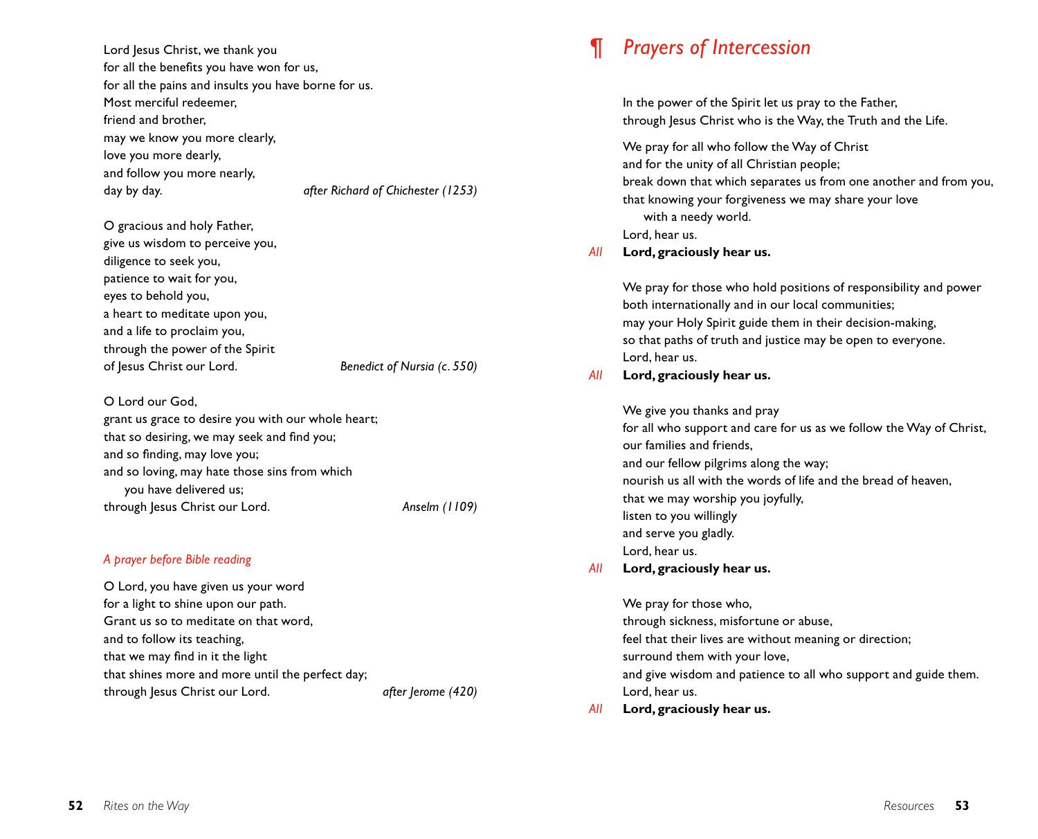Lord Jesus Christ, we thank you
for all the benefits you have won for us,
for all the pains and insults you have borne for us.
Most merciful redeemer,
friend and brother,
may we know you more clearly,
love you more dearly,
and follow you more nearly,
day by day. *after Richard of Chichester (1253)*

O gracious and holy Father,
give us wisdom to perceive you,
diligence to seek you,
patience to wait for you,
eyes to behold you,
a heart to meditate upon you,
and a life to proclaim you,
through the power of the Spirit
of Jesus Christ our Lord. *Benedict of Nursia (c. 550)*

O Lord our God,
grant us grace to desire you with our whole heart;
that so desiring, we may seek and find you;
and so finding, may love you;
and so loving, may hate those sins from which
you have delivered us;
through Jesus Christ our Lord. *Anselm (1109)*

*A prayer before Bible reading*

O Lord, you have given us your word
for a light to shine upon our path.
Grant us so to meditate on that word,
and to follow its teaching,
that we may find in it the light
that shines more and more until the perfect day;
through Jesus Christ our Lord. *after Jerome (420)*

## ¶ *Prayers of Intercession*

In the power of the Spirit let us pray to the Father,
through Jesus Christ who is the Way, the Truth and the Life.

We pray for all who follow the Way of Christ
and for the unity of all Christian people;
break down that which separates us from one another and from you,
that knowing your forgiveness we may share your love
with a needy world.
Lord, hear us.

*All* **Lord, graciously hear us.**

We pray for those who hold positions of responsibility and power
both internationally and in our local communities;
may your Holy Spirit guide them in their decision-making,
so that paths of truth and justice may be open to everyone.
Lord, hear us.

*All* **Lord, graciously hear us.**

We give you thanks and pray
for all who support and care for us as we follow the Way of Christ,
our families and friends,
and our fellow pilgrims along the way;
nourish us all with the words of life and the bread of heaven,
that we may worship you joyfully,
listen to you willingly
and serve you gladly.
Lord, hear us.

*All* **Lord, graciously hear us.**

We pray for those who,
through sickness, misfortune or abuse,
feel that their lives are without meaning or direction;
surround them with your love,
and give wisdom and patience to all who support and guide them.
Lord, hear us.

*All* **Lord, graciously hear us.**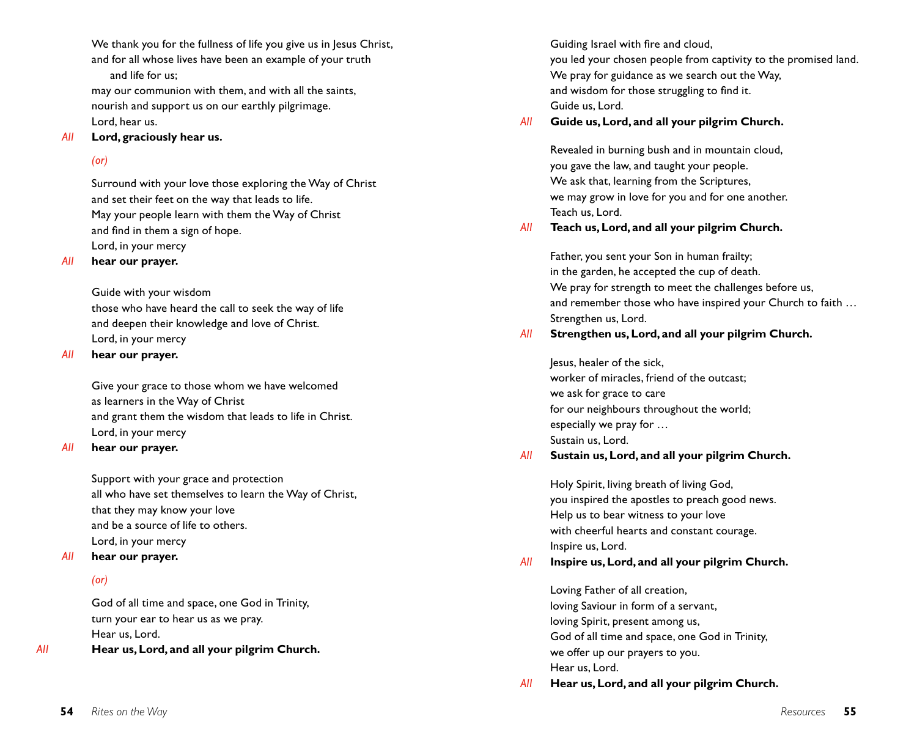We thank you for the fullness of life you give us in Jesus Christ,
and for all whose lives have been an example of your truth
and life for us;
may our communion with them, and with all the saints,
nourish and support us on our earthly pilgrimage.
Lord, hear us.

*All* **Lord, graciously hear us.**

*(or)*

Surround with your love those exploring the Way of Christ
and set their feet on the way that leads to life.
May your people learn with them the Way of Christ
and find in them a sign of hope.
Lord, in your mercy

*All* **hear our prayer.**

Guide with your wisdom
those who have heard the call to seek the way of life
and deepen their knowledge and love of Christ.
Lord, in your mercy

*All* **hear our prayer.**

Give your grace to those whom we have welcomed
as learners in the Way of Christ
and grant them the wisdom that leads to life in Christ.
Lord, in your mercy

*All* **hear our prayer.**

Support with your grace and protection
all who have set themselves to learn the Way of Christ,
that they may know your love
and be a source of life to others.
Lord, in your mercy

*All* **hear our prayer.**

*(or)*

God of all time and space, one God in Trinity,
turn your ear to hear us as we pray.
Hear us, Lord.

*All* **Hear us, Lord, and all your pilgrim Church.**

Guiding Israel with fire and cloud,
you led your chosen people from captivity to the promised land.
We pray for guidance as we search out the Way,
and wisdom for those struggling to find it.
Guide us, Lord.

*All* **Guide us, Lord, and all your pilgrim Church.**

Revealed in burning bush and in mountain cloud,
you gave the law, and taught your people.
We ask that, learning from the Scriptures,
we may grow in love for you and for one another.
Teach us, Lord.

*All* **Teach us, Lord, and all your pilgrim Church.**

Father, you sent your Son in human frailty;
in the garden, he accepted the cup of death.
We pray for strength to meet the challenges before us,
and remember those who have inspired your Church to faith …
Strengthen us, Lord.

*All* **Strengthen us, Lord, and all your pilgrim Church.**

Jesus, healer of the sick,
worker of miracles, friend of the outcast;
we ask for grace to care
for our neighbours throughout the world;
especially we pray for …
Sustain us, Lord.

*All* **Sustain us, Lord, and all your pilgrim Church.**

Holy Spirit, living breath of living God,
you inspired the apostles to preach good news.
Help us to bear witness to your love
with cheerful hearts and constant courage.
Inspire us, Lord.

*All* **Inspire us, Lord, and all your pilgrim Church.**

Loving Father of all creation,
loving Saviour in form of a servant,
loving Spirit, present among us,
God of all time and space, one God in Trinity,
we offer up our prayers to you.
Hear us, Lord.

*All* **Hear us, Lord, and all your pilgrim Church.**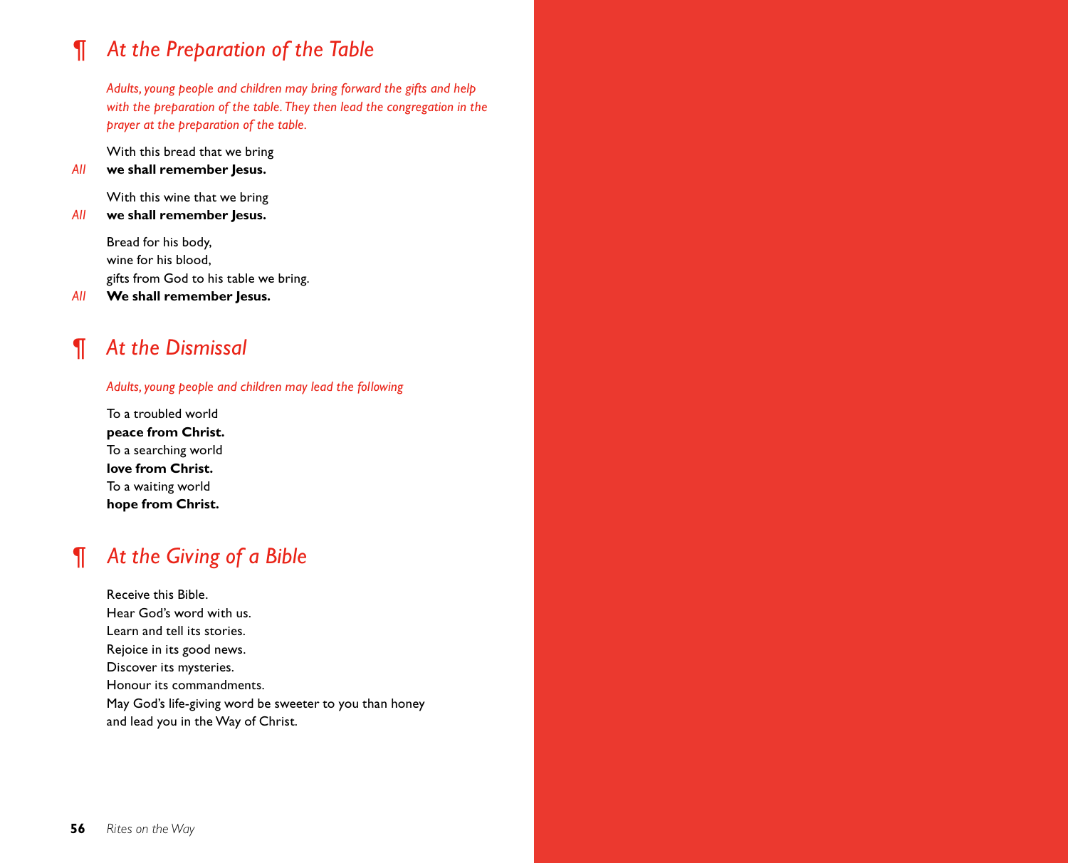## ¶ *At the Preparation of the Table*

*Adults, young people and children may bring forward the gifts and help with the preparation of the table. They then lead the congregation in the prayer at the preparation of the table.*

With this bread that we bring
*All* **we shall remember Jesus.**

With this wine that we bring
*All* **we shall remember Jesus.**

Bread for his body,
wine for his blood,
gifts from God to his table we bring.
*All* **We shall remember Jesus.**

## ¶ *At the Dismissal*

*Adults, young people and children may lead the following*

To a troubled world
**peace from Christ.**
To a searching world
**love from Christ.**
To a waiting world
**hope from Christ.**

## ¶ *At the Giving of a Bible*

Receive this Bible.
Hear God's word with us.
Learn and tell its stories.
Rejoice in its good news.
Discover its mysteries.
Honour its commandments.
May God's life-giving word be sweeter to you than honey
and lead you in the Way of Christ.